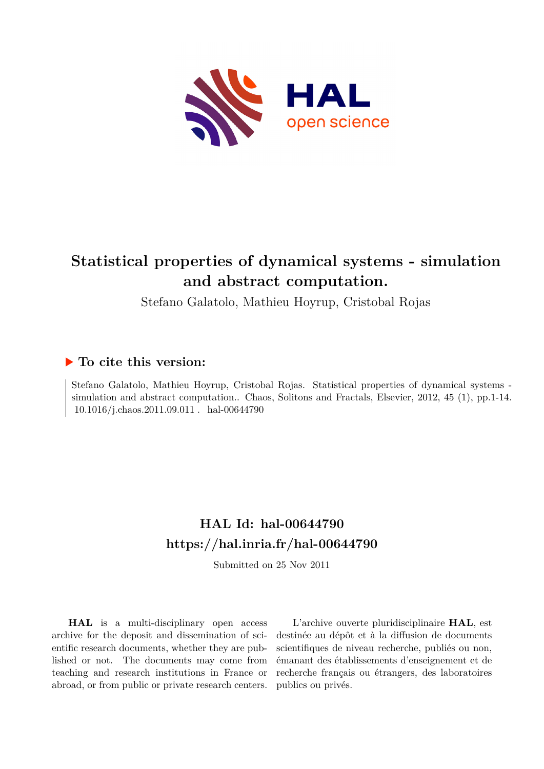# Statistical properties of dynamical systems - simulation and abstract computation.

Stefano Galatolo, Mathieu Hoyrup, Cristobal Rojas

## ▶ To cite this version:

Stefano Galatolo, Mathieu Hoyrup, Cristobal Rojas. Statistical properties of dynamical systems - simulation and abstract computation.. Chaos, Solitons and Fractals, Elsevier, 2012, 45 (1), pp.1-14. 10.1016/j.chaos.2011.09.011 . hal-00644790

## HAL Id: hal-00644790
## https://hal.inria.fr/hal-00644790

Submitted on 25 Nov 2011

**HAL** is a multi-disciplinary open access archive for the deposit and dissemination of scientific research documents, whether they are published or not. The documents may come from teaching and research institutions in France or abroad, or from public or private research centers.

L'archive ouverte pluridisciplinaire **HAL**, est destinée au dépôt et à la diffusion de documents scientifiques de niveau recherche, publiés ou non, émanant des établissements d'enseignement et de recherche français ou étrangers, des laboratoires publics ou privés.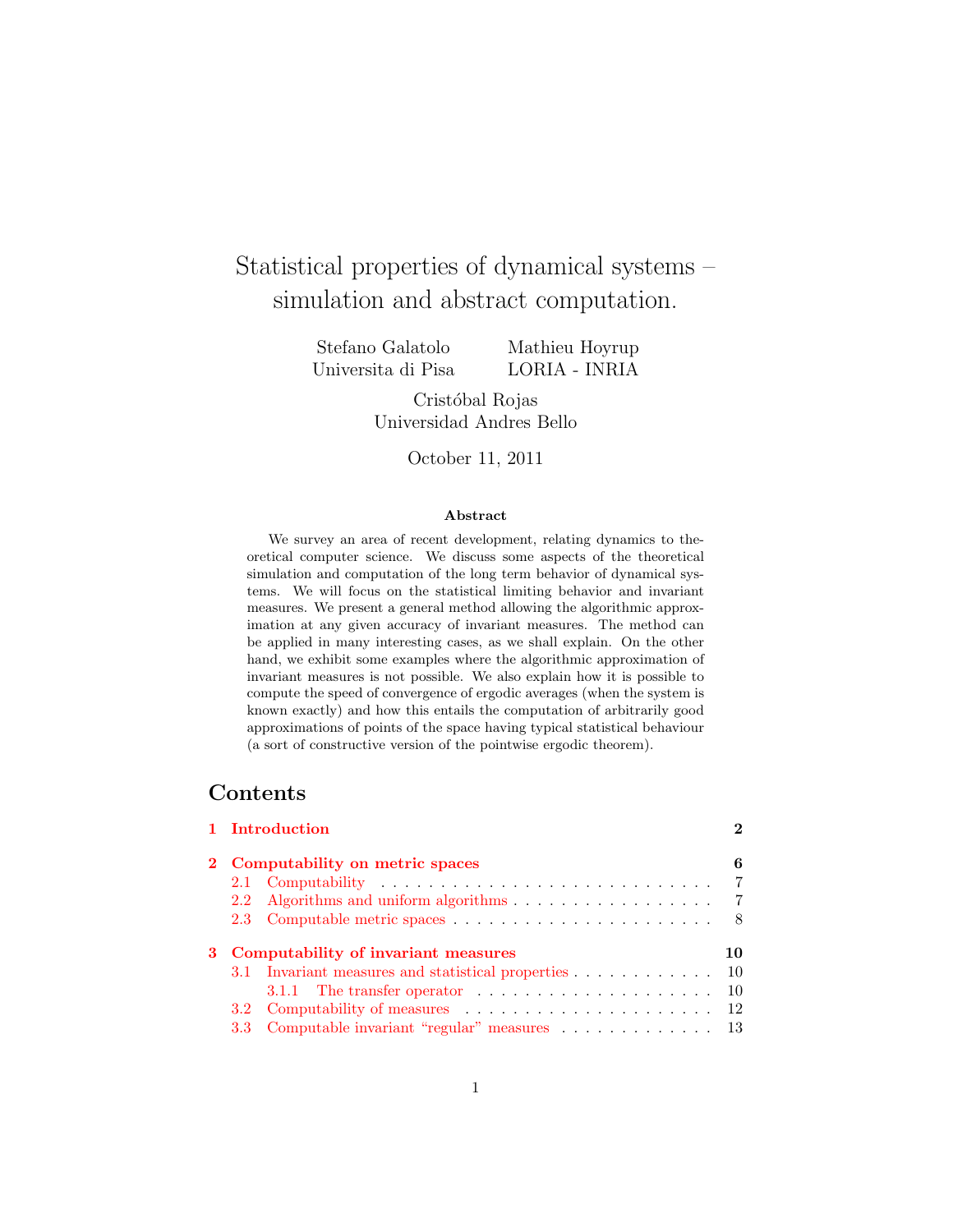# Statistical properties of dynamical systems – simulation and abstract computation.

Stefano Galatolo
Universita di Pisa

Mathieu Hoyrup
LORIA - INRIA

Cristóbal Rojas
Universidad Andres Bello

October 11, 2011

**Abstract**

We survey an area of recent development, relating dynamics to theoretical computer science. We discuss some aspects of the theoretical simulation and computation of the long term behavior of dynamical systems. We will focus on the statistical limiting behavior and invariant measures. We present a general method allowing the algorithmic approximation at any given accuracy of invariant measures. The method can be applied in many interesting cases, as we shall explain. On the other hand, we exhibit some examples where the algorithmic approximation of invariant measures is not possible. We also explain how it is possible to compute the speed of convergence of ergodic averages (when the system is known exactly) and how this entails the computation of arbitrarily good approximations of points of the space having typical statistical behaviour (a sort of constructive version of the pointwise ergodic theorem).

## Contents

- **1 Introduction** — **2**
- **2 Computability on metric spaces** — **6**
  - 2.1 Computability — 7
  - 2.2 Algorithms and uniform algorithms — 7
  - 2.3 Computable metric spaces — 8
- **3 Computability of invariant measures** — **10**
  - 3.1 Invariant measures and statistical properties — 10
    - 3.1.1 The transfer operator — 10
  - 3.2 Computability of measures — 12
  - 3.3 Computable invariant "regular" measures — 13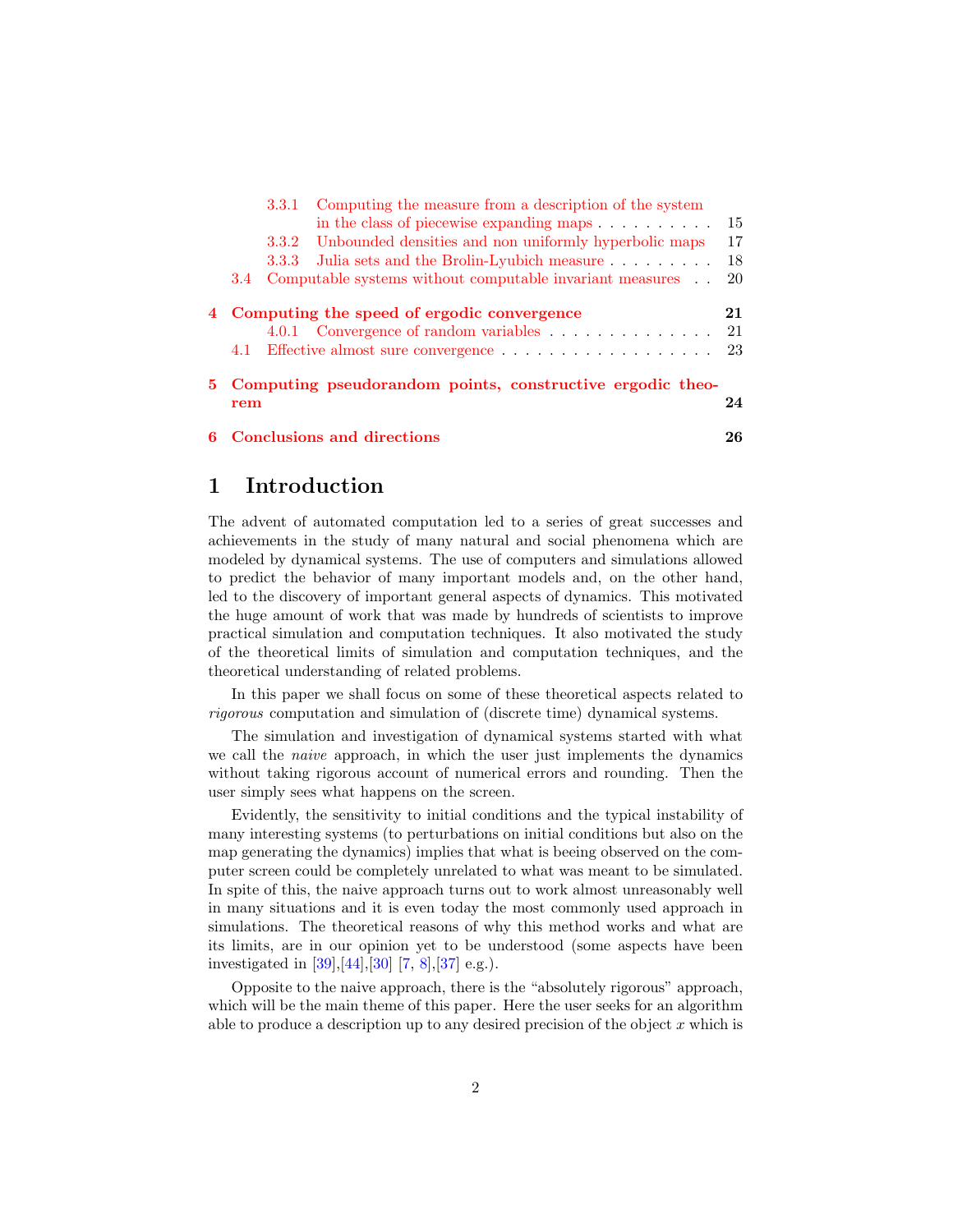3.3.1 Computing the measure from a description of the system in the class of piecewise expanding maps . . . . . . . . . . 15
3.3.2 Unbounded densities and non uniformly hyperbolic maps 17
3.3.3 Julia sets and the Brolin-Lyubich measure . . . . . . . . . 18
3.4 Computable systems without computable invariant measures . . 20

**4 Computing the speed of ergodic convergence** **21**
4.0.1 Convergence of random variables . . . . . . . . . . . . . . 21
4.1 Effective almost sure convergence . . . . . . . . . . . . . . . . . . 23

**5 Computing pseudorandom points, constructive ergodic theorem** **24**

**6 Conclusions and directions** **26**

# 1 Introduction

The advent of automated computation led to a series of great successes and achievements in the study of many natural and social phenomena which are modeled by dynamical systems. The use of computers and simulations allowed to predict the behavior of many important models and, on the other hand, led to the discovery of important general aspects of dynamics. This motivated the huge amount of work that was made by hundreds of scientists to improve practical simulation and computation techniques. It also motivated the study of the theoretical limits of simulation and computation techniques, and the theoretical understanding of related problems.

In this paper we shall focus on some of these theoretical aspects related to *rigorous* computation and simulation of (discrete time) dynamical systems.

The simulation and investigation of dynamical systems started with what we call the *naive* approach, in which the user just implements the dynamics without taking rigorous account of numerical errors and rounding. Then the user simply sees what happens on the screen.

Evidently, the sensitivity to initial conditions and the typical instability of many interesting systems (to perturbations on initial conditions but also on the map generating the dynamics) implies that what is beeing observed on the computer screen could be completely unrelated to what was meant to be simulated. In spite of this, the naive approach turns out to work almost unreasonably well in many situations and it is even today the most commonly used approach in simulations. The theoretical reasons of why this method works and what are its limits, are in our opinion yet to be understood (some aspects have been investigated in [39],[44],[30] [7, 8],[37] e.g.).

Opposite to the naive approach, there is the "absolutely rigorous" approach, which will be the main theme of this paper. Here the user seeks for an algorithm able to produce a description up to any desired precision of the object $x$ which is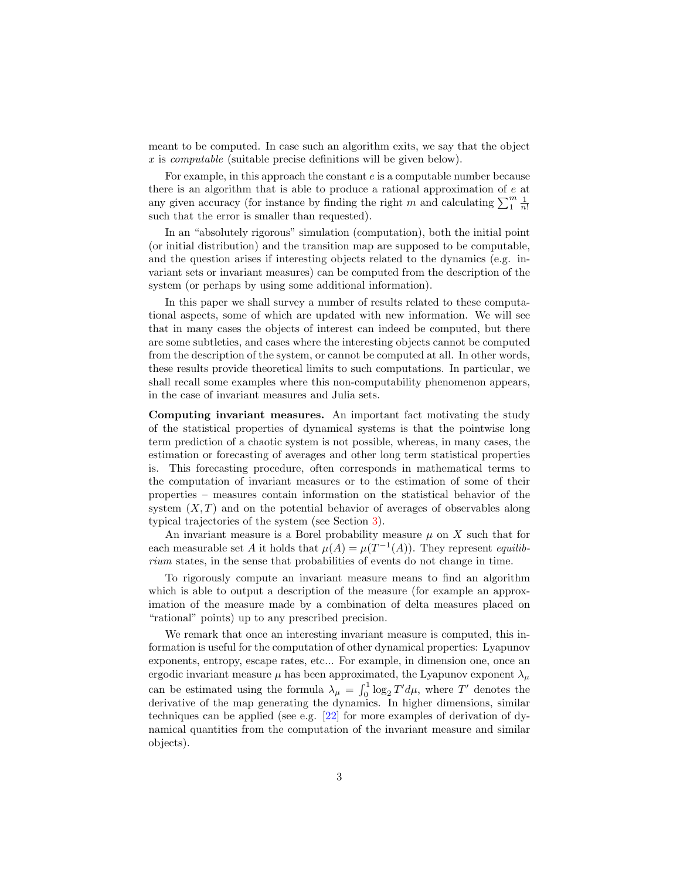meant to be computed. In case such an algorithm exits, we say that the object $x$ is *computable* (suitable precise definitions will be given below).

For example, in this approach the constant $e$ is a computable number because there is an algorithm that is able to produce a rational approximation of $e$ at any given accuracy (for instance by finding the right $m$ and calculating $\sum_1^m \frac{1}{n!}$ such that the error is smaller than requested).

In an "absolutely rigorous" simulation (computation), both the initial point (or initial distribution) and the transition map are supposed to be computable, and the question arises if interesting objects related to the dynamics (e.g. invariant sets or invariant measures) can be computed from the description of the system (or perhaps by using some additional information).

In this paper we shall survey a number of results related to these computational aspects, some of which are updated with new information. We will see that in many cases the objects of interest can indeed be computed, but there are some subtleties, and cases where the interesting objects cannot be computed from the description of the system, or cannot be computed at all. In other words, these results provide theoretical limits to such computations. In particular, we shall recall some examples where this non-computability phenomenon appears, in the case of invariant measures and Julia sets.

**Computing invariant measures.** An important fact motivating the study of the statistical properties of dynamical systems is that the pointwise long term prediction of a chaotic system is not possible, whereas, in many cases, the estimation or forecasting of averages and other long term statistical properties is. This forecasting procedure, often corresponds in mathematical terms to the computation of invariant measures or to the estimation of some of their properties – measures contain information on the statistical behavior of the system $(X, T)$ and on the potential behavior of averages of observables along typical trajectories of the system (see Section 3).

An invariant measure is a Borel probability measure $\mu$ on $X$ such that for each measurable set $A$ it holds that $\mu(A) = \mu(T^{-1}(A))$. They represent *equilibrium* states, in the sense that probabilities of events do not change in time.

To rigorously compute an invariant measure means to find an algorithm which is able to output a description of the measure (for example an approximation of the measure made by a combination of delta measures placed on "rational" points) up to any prescribed precision.

We remark that once an interesting invariant measure is computed, this information is useful for the computation of other dynamical properties: Lyapunov exponents, entropy, escape rates, etc... For example, in dimension one, once an ergodic invariant measure $\mu$ has been approximated, the Lyapunov exponent $\lambda_\mu$ can be estimated using the formula $\lambda_\mu = \int_0^1 \log_2 T' d\mu$, where $T'$ denotes the derivative of the map generating the dynamics. In higher dimensions, similar techniques can be applied (see e.g. [22] for more examples of derivation of dynamical quantities from the computation of the invariant measure and similar objects).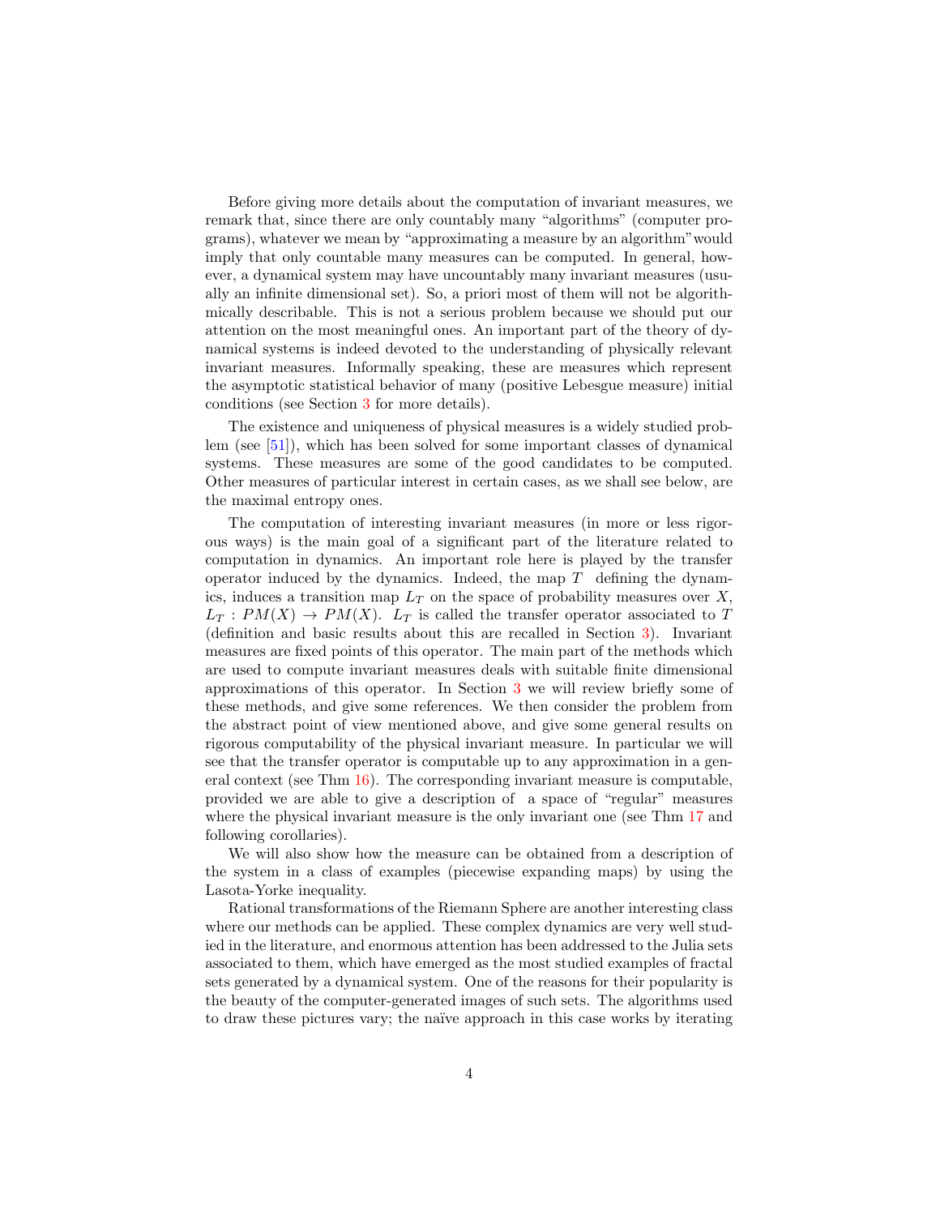Before giving more details about the computation of invariant measures, we remark that, since there are only countably many "algorithms" (computer programs), whatever we mean by "approximating a measure by an algorithm"would imply that only countable many measures can be computed. In general, however, a dynamical system may have uncountably many invariant measures (usually an infinite dimensional set). So, a priori most of them will not be algorithmically describable. This is not a serious problem because we should put our attention on the most meaningful ones. An important part of the theory of dynamical systems is indeed devoted to the understanding of physically relevant invariant measures. Informally speaking, these are measures which represent the asymptotic statistical behavior of many (positive Lebesgue measure) initial conditions (see Section 3 for more details).

The existence and uniqueness of physical measures is a widely studied problem (see [51]), which has been solved for some important classes of dynamical systems. These measures are some of the good candidates to be computed. Other measures of particular interest in certain cases, as we shall see below, are the maximal entropy ones.

The computation of interesting invariant measures (in more or less rigorous ways) is the main goal of a significant part of the literature related to computation in dynamics. An important role here is played by the transfer operator induced by the dynamics. Indeed, the map $T$ defining the dynamics, induces a transition map $L_T$ on the space of probability measures over $X$, $L_T : PM(X) \to PM(X)$. $L_T$ is called the transfer operator associated to $T$ (definition and basic results about this are recalled in Section 3). Invariant measures are fixed points of this operator. The main part of the methods which are used to compute invariant measures deals with suitable finite dimensional approximations of this operator. In Section 3 we will review briefly some of these methods, and give some references. We then consider the problem from the abstract point of view mentioned above, and give some general results on rigorous computability of the physical invariant measure. In particular we will see that the transfer operator is computable up to any approximation in a general context (see Thm 16). The corresponding invariant measure is computable, provided we are able to give a description of a space of "regular" measures where the physical invariant measure is the only invariant one (see Thm 17 and following corollaries).

We will also show how the measure can be obtained from a description of the system in a class of examples (piecewise expanding maps) by using the Lasota-Yorke inequality.

Rational transformations of the Riemann Sphere are another interesting class where our methods can be applied. These complex dynamics are very well studied in the literature, and enormous attention has been addressed to the Julia sets associated to them, which have emerged as the most studied examples of fractal sets generated by a dynamical system. One of the reasons for their popularity is the beauty of the computer-generated images of such sets. The algorithms used to draw these pictures vary; the naïve approach in this case works by iterating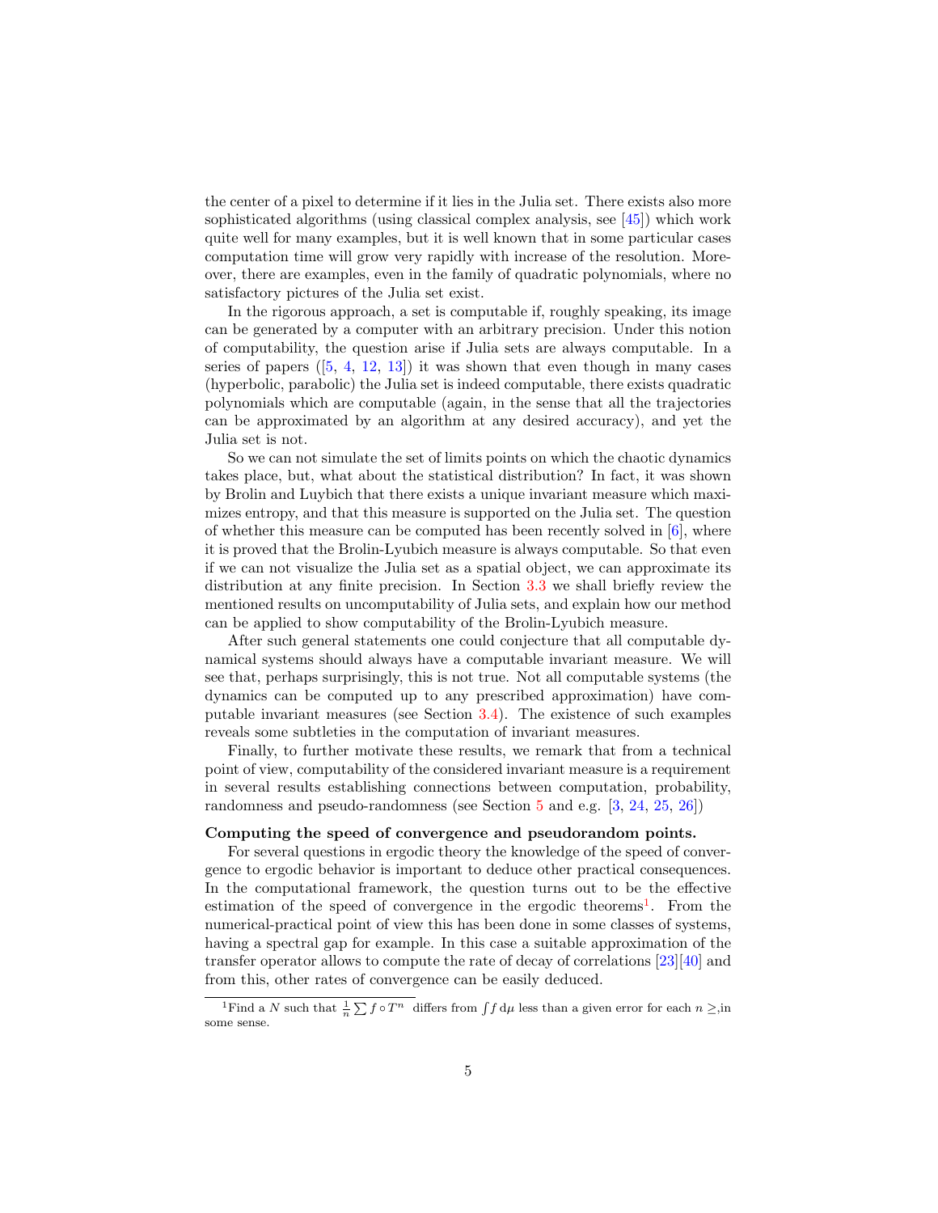the center of a pixel to determine if it lies in the Julia set. There exists also more sophisticated algorithms (using classical complex analysis, see [45]) which work quite well for many examples, but it is well known that in some particular cases computation time will grow very rapidly with increase of the resolution. Moreover, there are examples, even in the family of quadratic polynomials, where no satisfactory pictures of the Julia set exist.

In the rigorous approach, a set is computable if, roughly speaking, its image can be generated by a computer with an arbitrary precision. Under this notion of computability, the question arise if Julia sets are always computable. In a series of papers ([5, 4, 12, 13]) it was shown that even though in many cases (hyperbolic, parabolic) the Julia set is indeed computable, there exists quadratic polynomials which are computable (again, in the sense that all the trajectories can be approximated by an algorithm at any desired accuracy), and yet the Julia set is not.

So we can not simulate the set of limits points on which the chaotic dynamics takes place, but, what about the statistical distribution? In fact, it was shown by Brolin and Luybich that there exists a unique invariant measure which maximizes entropy, and that this measure is supported on the Julia set. The question of whether this measure can be computed has been recently solved in [6], where it is proved that the Brolin-Lyubich measure is always computable. So that even if we can not visualize the Julia set as a spatial object, we can approximate its distribution at any finite precision. In Section 3.3 we shall briefly review the mentioned results on uncomputability of Julia sets, and explain how our method can be applied to show computability of the Brolin-Lyubich measure.

After such general statements one could conjecture that all computable dynamical systems should always have a computable invariant measure. We will see that, perhaps surprisingly, this is not true. Not all computable systems (the dynamics can be computed up to any prescribed approximation) have computable invariant measures (see Section 3.4). The existence of such examples reveals some subtleties in the computation of invariant measures.

Finally, to further motivate these results, we remark that from a technical point of view, computability of the considered invariant measure is a requirement in several results establishing connections between computation, probability, randomness and pseudo-randomness (see Section 5 and e.g. [3, 24, 25, 26])

**Computing the speed of convergence and pseudorandom points.**

For several questions in ergodic theory the knowledge of the speed of convergence to ergodic behavior is important to deduce other practical consequences. In the computational framework, the question turns out to be the effective estimation of the speed of convergence in the ergodic theorems[1]. From the numerical-practical point of view this has been done in some classes of systems, having a spectral gap for example. In this case a suitable approximation of the transfer operator allows to compute the rate of decay of correlations [23][40] and from this, other rates of convergence can be easily deduced.

[1] Find a $N$ such that $\frac{1}{n}\sum f \circ T^n$ differs from $\int f \, d\mu$ less than a given error for each $n \geq$,in some sense.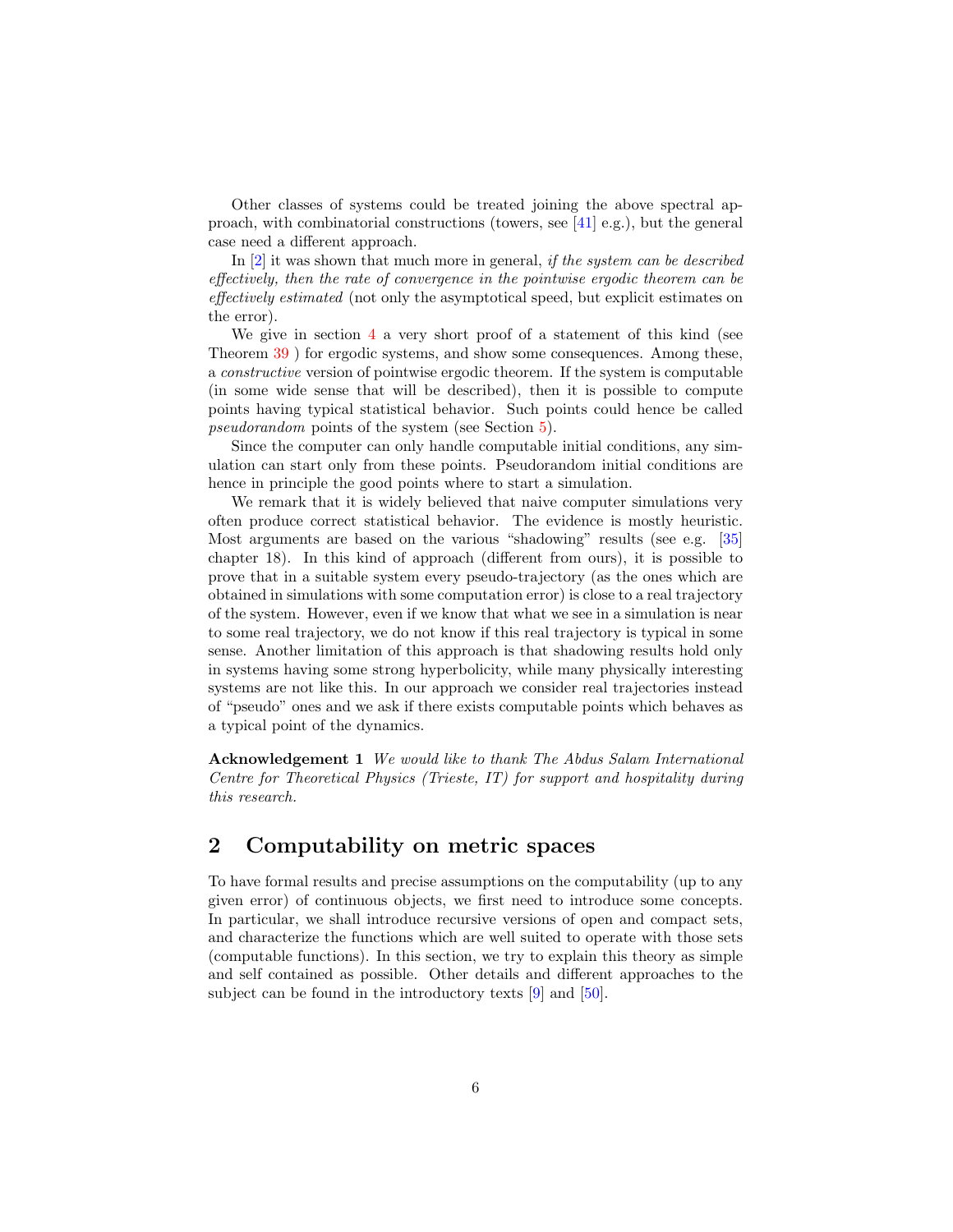Other classes of systems could be treated joining the above spectral approach, with combinatorial constructions (towers, see [41] e.g.), but the general case need a different approach.

In [2] it was shown that much more in general, *if the system can be described effectively, then the rate of convergence in the pointwise ergodic theorem can be effectively estimated* (not only the asymptotical speed, but explicit estimates on the error).

We give in section 4 a very short proof of a statement of this kind (see Theorem 39 ) for ergodic systems, and show some consequences. Among these, a *constructive* version of pointwise ergodic theorem. If the system is computable (in some wide sense that will be described), then it is possible to compute points having typical statistical behavior. Such points could hence be called *pseudorandom* points of the system (see Section 5).

Since the computer can only handle computable initial conditions, any simulation can start only from these points. Pseudorandom initial conditions are hence in principle the good points where to start a simulation.

We remark that it is widely believed that naive computer simulations very often produce correct statistical behavior. The evidence is mostly heuristic. Most arguments are based on the various "shadowing" results (see e.g. [35] chapter 18). In this kind of approach (different from ours), it is possible to prove that in a suitable system every pseudo-trajectory (as the ones which are obtained in simulations with some computation error) is close to a real trajectory of the system. However, even if we know that what we see in a simulation is near to some real trajectory, we do not know if this real trajectory is typical in some sense. Another limitation of this approach is that shadowing results hold only in systems having some strong hyperbolicity, while many physically interesting systems are not like this. In our approach we consider real trajectories instead of "pseudo" ones and we ask if there exists computable points which behaves as a typical point of the dynamics.

**Acknowledgement 1** *We would like to thank The Abdus Salam International Centre for Theoretical Physics (Trieste, IT) for support and hospitality during this research.*

## 2 Computability on metric spaces

To have formal results and precise assumptions on the computability (up to any given error) of continuous objects, we first need to introduce some concepts. In particular, we shall introduce recursive versions of open and compact sets, and characterize the functions which are well suited to operate with those sets (computable functions). In this section, we try to explain this theory as simple and self contained as possible. Other details and different approaches to the subject can be found in the introductory texts [9] and [50].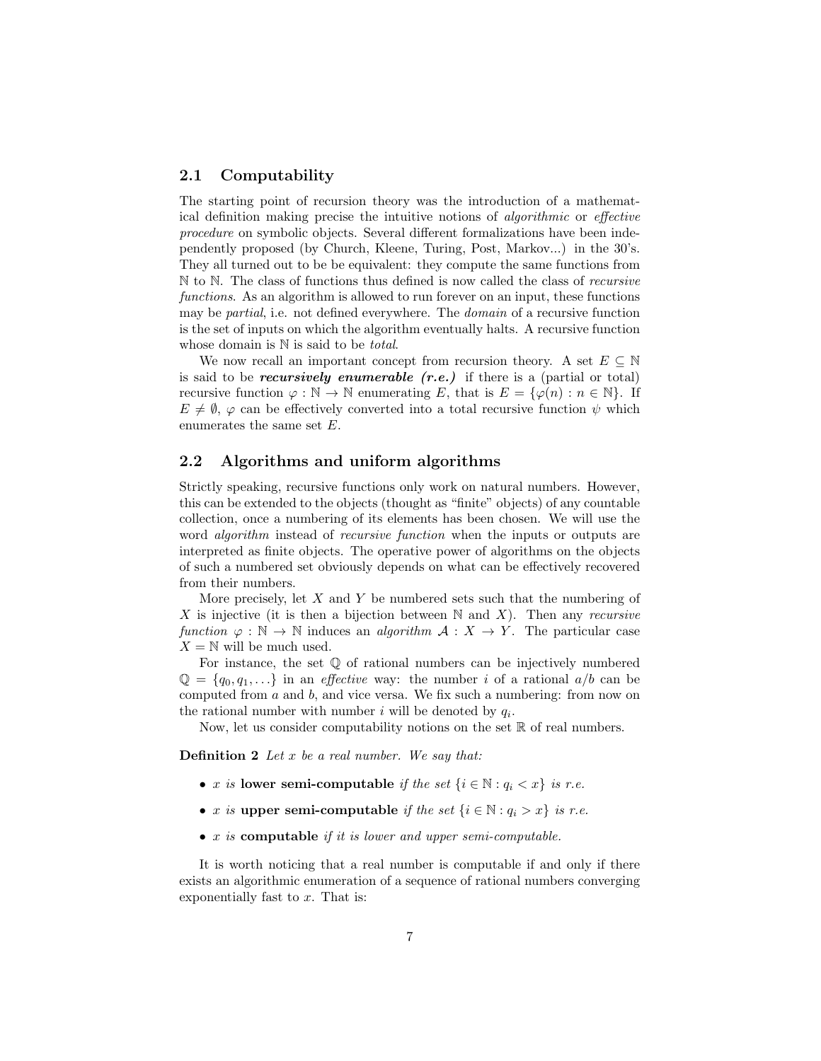## 2.1 Computability

The starting point of recursion theory was the introduction of a mathematical definition making precise the intuitive notions of *algorithmic* or *effective procedure* on symbolic objects. Several different formalizations have been independently proposed (by Church, Kleene, Turing, Post, Markov...) in the 30's. They all turned out to be be equivalent: they compute the same functions from $\mathbb{N}$ to $\mathbb{N}$. The class of functions thus defined is now called the class of *recursive functions*. As an algorithm is allowed to run forever on an input, these functions may be *partial*, i.e. not defined everywhere. The *domain* of a recursive function is the set of inputs on which the algorithm eventually halts. A recursive function whose domain is $\mathbb{N}$ is said to be *total*.

We now recall an important concept from recursion theory. A set $E \subseteq \mathbb{N}$ is said to be ***recursively enumerable (r.e.)*** if there is a (partial or total) recursive function $\varphi : \mathbb{N} \to \mathbb{N}$ enumerating $E$, that is $E = \{\varphi(n) : n \in \mathbb{N}\}$. If $E \neq \emptyset$, $\varphi$ can be effectively converted into a total recursive function $\psi$ which enumerates the same set $E$.

## 2.2 Algorithms and uniform algorithms

Strictly speaking, recursive functions only work on natural numbers. However, this can be extended to the objects (thought as "finite" objects) of any countable collection, once a numbering of its elements has been chosen. We will use the word *algorithm* instead of *recursive function* when the inputs or outputs are interpreted as finite objects. The operative power of algorithms on the objects of such a numbered set obviously depends on what can be effectively recovered from their numbers.

More precisely, let $X$ and $Y$ be numbered sets such that the numbering of $X$ is injective (it is then a bijection between $\mathbb{N}$ and $X$). Then any *recursive function* $\varphi : \mathbb{N} \to \mathbb{N}$ induces an *algorithm* $\mathcal{A} : X \to Y$. The particular case $X = \mathbb{N}$ will be much used.

For instance, the set $\mathbb{Q}$ of rational numbers can be injectively numbered $\mathbb{Q} = \{q_0, q_1, \ldots\}$ in an *effective* way: the number $i$ of a rational $a/b$ can be computed from $a$ and $b$, and vice versa. We fix such a numbering: from now on the rational number with number $i$ will be denoted by $q_i$.

Now, let us consider computability notions on the set $\mathbb{R}$ of real numbers.

**Definition 2** *Let $x$ be a real number. We say that:*

- *$x$ is* **lower semi-computable** *if the set $\{i \in \mathbb{N} : q_i < x\}$ is r.e.*
- *$x$ is* **upper semi-computable** *if the set $\{i \in \mathbb{N} : q_i > x\}$ is r.e.*
- *$x$ is* **computable** *if it is lower and upper semi-computable.*

It is worth noticing that a real number is computable if and only if there exists an algorithmic enumeration of a sequence of rational numbers converging exponentially fast to $x$. That is: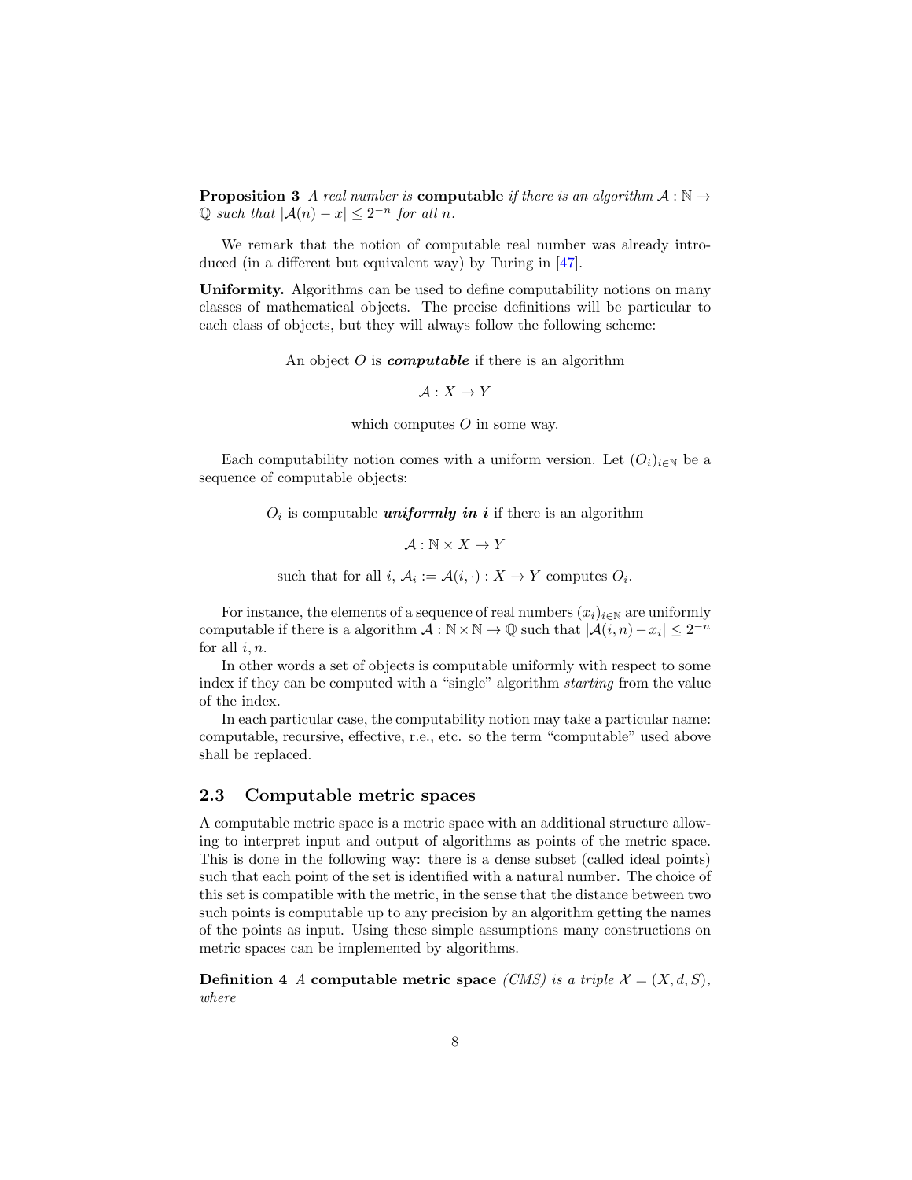**Proposition 3** *A real number is* **computable** *if there is an algorithm* $\mathcal{A} : \mathbb{N} \to \mathbb{Q}$ *such that* $|\mathcal{A}(n) - x| \leq 2^{-n}$ *for all* $n$.

We remark that the notion of computable real number was already introduced (in a different but equivalent way) by Turing in [47].

**Uniformity.** Algorithms can be used to define computability notions on many classes of mathematical objects. The precise definitions will be particular to each class of objects, but they will always follow the following scheme:

An object $O$ is ***computable*** if there is an algorithm

$$\mathcal{A} : X \to Y$$

which computes $O$ in some way.

Each computability notion comes with a uniform version. Let $(O_i)_{i \in \mathbb{N}}$ be a sequence of computable objects:

$O_i$ is computable ***uniformly in i*** if there is an algorithm

$$\mathcal{A} : \mathbb{N} \times X \to Y$$

such that for all $i$, $\mathcal{A}_i := \mathcal{A}(i, \cdot) : X \to Y$ computes $O_i$.

For instance, the elements of a sequence of real numbers $(x_i)_{i \in \mathbb{N}}$ are uniformly computable if there is a algorithm $\mathcal{A} : \mathbb{N} \times \mathbb{N} \to \mathbb{Q}$ such that $|\mathcal{A}(i, n) - x_i| \leq 2^{-n}$ for all $i, n$.

In other words a set of objects is computable uniformly with respect to some index if they can be computed with a "single" algorithm *starting* from the value of the index.

In each particular case, the computability notion may take a particular name: computable, recursive, effective, r.e., etc. so the term "computable" used above shall be replaced.

## 2.3 Computable metric spaces

A computable metric space is a metric space with an additional structure allowing to interpret input and output of algorithms as points of the metric space. This is done in the following way: there is a dense subset (called ideal points) such that each point of the set is identified with a natural number. The choice of this set is compatible with the metric, in the sense that the distance between two such points is computable up to any precision by an algorithm getting the names of the points as input. Using these simple assumptions many constructions on metric spaces can be implemented by algorithms.

**Definition 4** *A* **computable metric space** *(CMS) is a triple* $\mathcal{X} = (X, d, S)$*, where*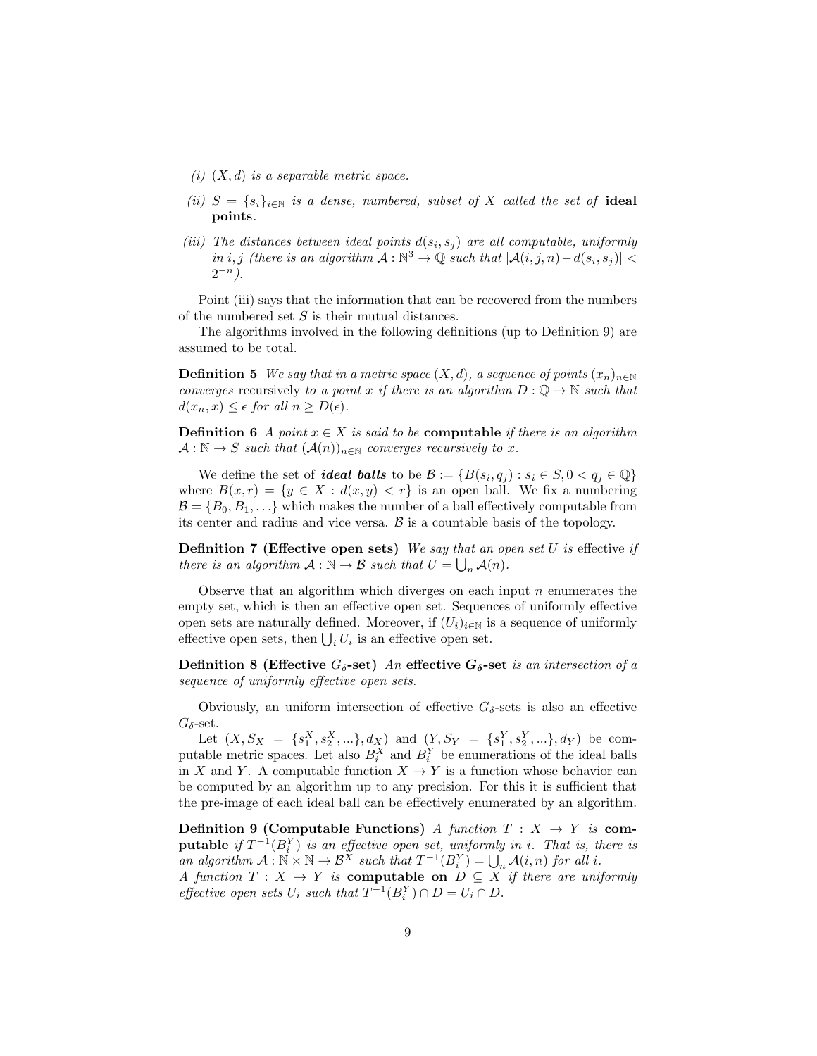*(i)* $(X, d)$ *is a separable metric space.*

*(ii)* $S = \{s_i\}_{i\in\mathbb{N}}$ *is a dense, numbered, subset of* $X$ *called the set of* **ideal points**.

*(iii) The distances between ideal points* $d(s_i, s_j)$ *are all computable, uniformly in* $i, j$ *(there is an algorithm* $\mathcal{A} : \mathbb{N}^3 \to \mathbb{Q}$ *such that* $|\mathcal{A}(i, j, n) - d(s_i, s_j)| < 2^{-n}$*).*

Point (iii) says that the information that can be recovered from the numbers of the numbered set $S$ is their mutual distances.

The algorithms involved in the following definitions (up to Definition 9) are assumed to be total.

**Definition 5** *We say that in a metric space* $(X, d)$*, a sequence of points* $(x_n)_{n\in\mathbb{N}}$ *converges* recursively *to a point* $x$ *if there is an algorithm* $D : \mathbb{Q} \to \mathbb{N}$ *such that* $d(x_n, x) \le \epsilon$ *for all* $n \ge D(\epsilon)$.

**Definition 6** *A point* $x \in X$ *is said to be* **computable** *if there is an algorithm* $\mathcal{A} : \mathbb{N} \to S$ *such that* $(\mathcal{A}(n))_{n\in\mathbb{N}}$ *converges recursively to* $x$.

We define the set of ***ideal balls*** to be $\mathcal{B} := \{B(s_i, q_j) : s_i \in S, 0 < q_j \in \mathbb{Q}\}$ where $B(x, r) = \{y \in X : d(x, y) < r\}$ is an open ball. We fix a numbering $\mathcal{B} = \{B_0, B_1, \ldots\}$ which makes the number of a ball effectively computable from its center and radius and vice versa. $\mathcal{B}$ is a countable basis of the topology.

**Definition 7 (Effective open sets)** *We say that an open set* $U$ *is* effective *if there is an algorithm* $\mathcal{A} : \mathbb{N} \to \mathcal{B}$ *such that* $U = \bigcup_n \mathcal{A}(n)$.

Observe that an algorithm which diverges on each input $n$ enumerates the empty set, which is then an effective open set. Sequences of uniformly effective open sets are naturally defined. Moreover, if $(U_i)_{i\in\mathbb{N}}$ is a sequence of uniformly effective open sets, then $\bigcup_i U_i$ is an effective open set.

**Definition 8 (Effective $G_\delta$-set)** *An* **effective $G_\delta$-set** *is an intersection of a sequence of uniformly effective open sets.*

Obviously, an uniform intersection of effective $G_\delta$-sets is also an effective $G_\delta$-set.

Let $(X, S_X = \{s_1^X, s_2^X, ...\}, d_X)$ and $(Y, S_Y = \{s_1^Y, s_2^Y, ...\}, d_Y)$ be computable metric spaces. Let also $B_i^X$ and $B_i^Y$ be enumerations of the ideal balls in $X$ and $Y$. A computable function $X \to Y$ is a function whose behavior can be computed by an algorithm up to any precision. For this it is sufficient that the pre-image of each ideal ball can be effectively enumerated by an algorithm.

**Definition 9 (Computable Functions)** *A function* $T : X \to Y$ *is* **computable** *if* $T^{-1}(B_i^Y)$ *is an effective open set, uniformly in* $i$*. That is, there is an algorithm* $\mathcal{A} : \mathbb{N} \times \mathbb{N} \to \mathcal{B}^X$ *such that* $T^{-1}(B_i^Y) = \bigcup_n \mathcal{A}(i, n)$ *for all* $i$.
*A function* $T : X \to Y$ *is* **computable on** $D \subseteq X$ *if there are uniformly effective open sets* $U_i$ *such that* $T^{-1}(B_i^Y) \cap D = U_i \cap D$.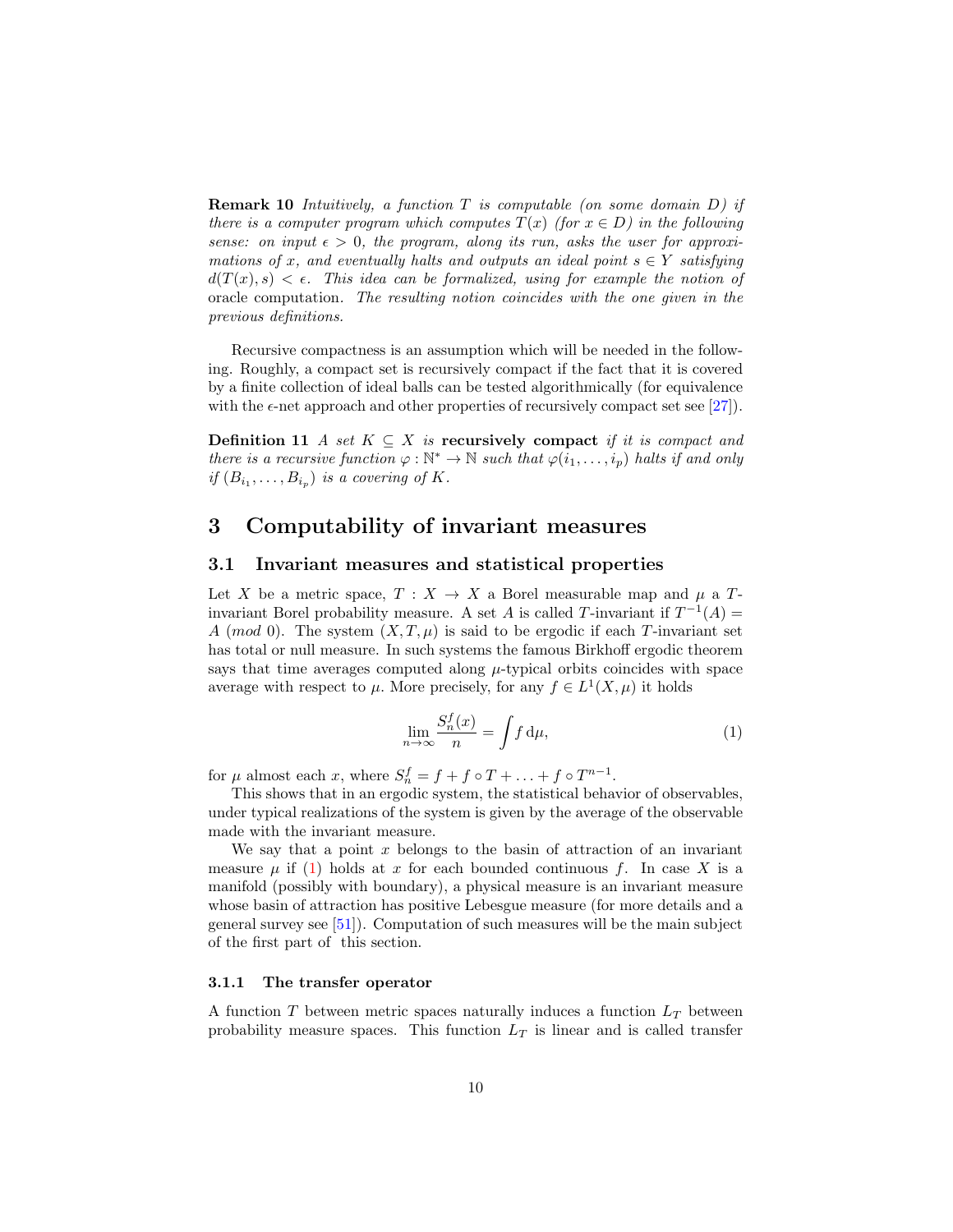**Remark 10** *Intuitively, a function $T$ is computable (on some domain $D$) if there is a computer program which computes $T(x)$ (for $x \in D$) in the following sense: on input $\epsilon > 0$, the program, along its run, asks the user for approximations of $x$, and eventually halts and outputs an ideal point $s \in Y$ satisfying $d(T(x), s) < \epsilon$. This idea can be formalized, using for example the notion of* oracle computation. *The resulting notion coincides with the one given in the previous definitions.*

Recursive compactness is an assumption which will be needed in the following. Roughly, a compact set is recursively compact if the fact that it is covered by a finite collection of ideal balls can be tested algorithmically (for equivalence with the $\epsilon$-net approach and other properties of recursively compact set see [27]).

**Definition 11** *A set $K \subseteq X$ is* **recursively compact** *if it is compact and there is a recursive function $\varphi : \mathbb{N}^* \to \mathbb{N}$ such that $\varphi(i_1, \ldots, i_p)$ halts if and only if $(B_{i_1}, \ldots, B_{i_p})$ is a covering of $K$.*

# 3 Computability of invariant measures

## 3.1 Invariant measures and statistical properties

Let $X$ be a metric space, $T : X \to X$ a Borel measurable map and $\mu$ a $T$-invariant Borel probability measure. A set $A$ is called $T$-invariant if $T^{-1}(A) = A$ $(mod\ 0)$. The system $(X, T, \mu)$ is said to be ergodic if each $T$-invariant set has total or null measure. In such systems the famous Birkhoff ergodic theorem says that time averages computed along $\mu$-typical orbits coincides with space average with respect to $\mu$. More precisely, for any $f \in L^1(X, \mu)$ it holds

$$\lim_{n\to\infty} \frac{S_n^f(x)}{n} = \int f \, \mathrm{d}\mu, \tag{1}$$

for $\mu$ almost each $x$, where $S_n^f = f + f \circ T + \ldots + f \circ T^{n-1}$.

This shows that in an ergodic system, the statistical behavior of observables, under typical realizations of the system is given by the average of the observable made with the invariant measure.

We say that a point $x$ belongs to the basin of attraction of an invariant measure $\mu$ if (1) holds at $x$ for each bounded continuous $f$. In case $X$ is a manifold (possibly with boundary), a physical measure is an invariant measure whose basin of attraction has positive Lebesgue measure (for more details and a general survey see [51]). Computation of such measures will be the main subject of the first part of this section.

### 3.1.1 The transfer operator

A function $T$ between metric spaces naturally induces a function $L_T$ between probability measure spaces. This function $L_T$ is linear and is called transfer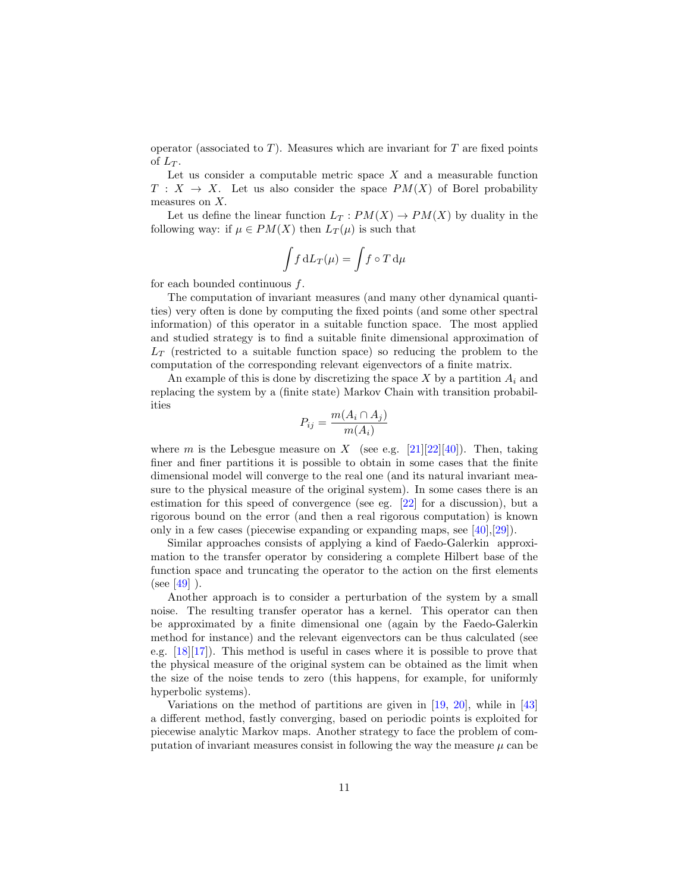operator (associated to $T$). Measures which are invariant for $T$ are fixed points of $L_T$.

Let us consider a computable metric space $X$ and a measurable function $T : X \to X$. Let us also consider the space $PM(X)$ of Borel probability measures on $X$.

Let us define the linear function $L_T : PM(X) \to PM(X)$ by duality in the following way: if $\mu \in PM(X)$ then $L_T(\mu)$ is such that

$$\int f \, \mathrm{d}L_T(\mu) = \int f \circ T \, \mathrm{d}\mu$$

for each bounded continuous $f$.

The computation of invariant measures (and many other dynamical quantities) very often is done by computing the fixed points (and some other spectral information) of this operator in a suitable function space. The most applied and studied strategy is to find a suitable finite dimensional approximation of $L_T$ (restricted to a suitable function space) so reducing the problem to the computation of the corresponding relevant eigenvectors of a finite matrix.

An example of this is done by discretizing the space $X$ by a partition $A_i$ and replacing the system by a (finite state) Markov Chain with transition probabilities

$$P_{ij} = \frac{m(A_i \cap A_j)}{m(A_i)}$$

where $m$ is the Lebesgue measure on $X$ (see e.g. [21][22][40]). Then, taking finer and finer partitions it is possible to obtain in some cases that the finite dimensional model will converge to the real one (and its natural invariant measure to the physical measure of the original system). In some cases there is an estimation for this speed of convergence (see eg. [22] for a discussion), but a rigorous bound on the error (and then a real rigorous computation) is known only in a few cases (piecewise expanding or expanding maps, see [40],[29]).

Similar approaches consists of applying a kind of Faedo-Galerkin approximation to the transfer operator by considering a complete Hilbert base of the function space and truncating the operator to the action on the first elements (see [49] ).

Another approach is to consider a perturbation of the system by a small noise. The resulting transfer operator has a kernel. This operator can then be approximated by a finite dimensional one (again by the Faedo-Galerkin method for instance) and the relevant eigenvectors can be thus calculated (see e.g. [18][17]). This method is useful in cases where it is possible to prove that the physical measure of the original system can be obtained as the limit when the size of the noise tends to zero (this happens, for example, for uniformly hyperbolic systems).

Variations on the method of partitions are given in [19, 20], while in [43] a different method, fastly converging, based on periodic points is exploited for piecewise analytic Markov maps. Another strategy to face the problem of computation of invariant measures consist in following the way the measure $\mu$ can be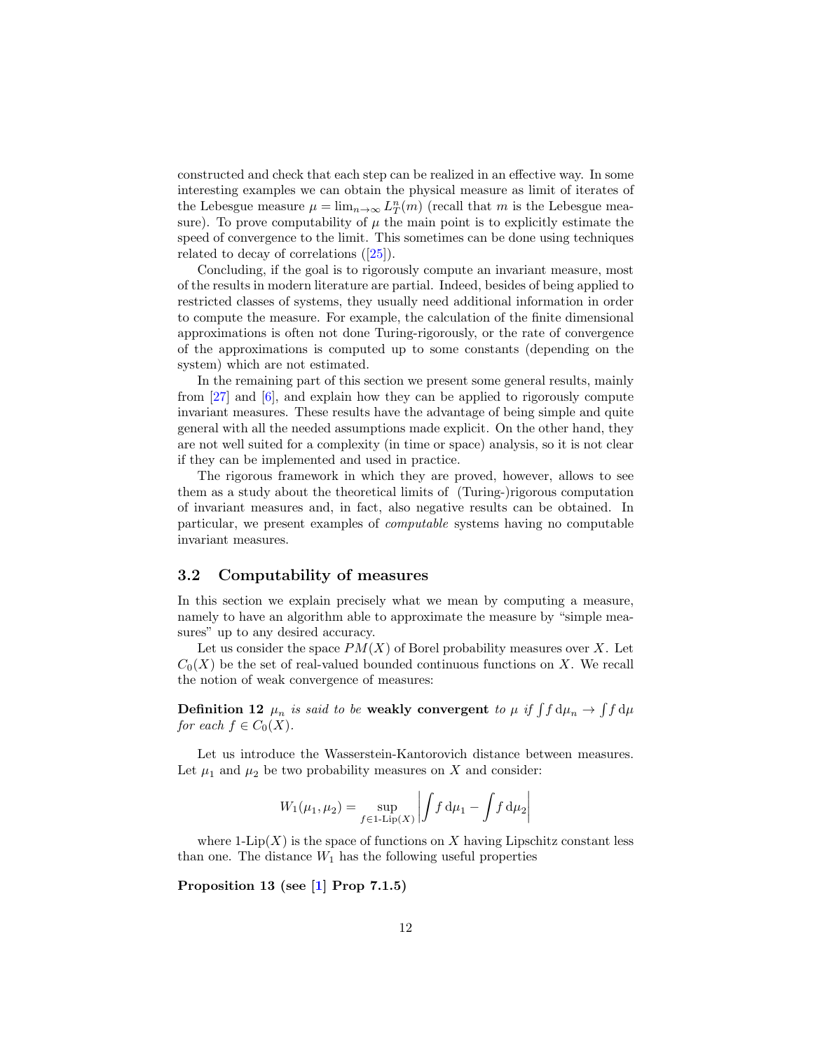constructed and check that each step can be realized in an effective way. In some interesting examples we can obtain the physical measure as limit of iterates of the Lebesgue measure $\mu = \lim_{n\to\infty} L_T^n(m)$ (recall that $m$ is the Lebesgue measure). To prove computability of $\mu$ the main point is to explicitly estimate the speed of convergence to the limit. This sometimes can be done using techniques related to decay of correlations ([25]).

Concluding, if the goal is to rigorously compute an invariant measure, most of the results in modern literature are partial. Indeed, besides of being applied to restricted classes of systems, they usually need additional information in order to compute the measure. For example, the calculation of the finite dimensional approximations is often not done Turing-rigorously, or the rate of convergence of the approximations is computed up to some constants (depending on the system) which are not estimated.

In the remaining part of this section we present some general results, mainly from [27] and [6], and explain how they can be applied to rigorously compute invariant measures. These results have the advantage of being simple and quite general with all the needed assumptions made explicit. On the other hand, they are not well suited for a complexity (in time or space) analysis, so it is not clear if they can be implemented and used in practice.

The rigorous framework in which they are proved, however, allows to see them as a study about the theoretical limits of (Turing-)rigorous computation of invariant measures and, in fact, also negative results can be obtained. In particular, we present examples of *computable* systems having no computable invariant measures.

## 3.2 Computability of measures

In this section we explain precisely what we mean by computing a measure, namely to have an algorithm able to approximate the measure by "simple measures" up to any desired accuracy.

Let us consider the space $PM(X)$ of Borel probability measures over $X$. Let $C_0(X)$ be the set of real-valued bounded continuous functions on $X$. We recall the notion of weak convergence of measures:

**Definition 12** *$\mu_n$ is said to be* **weakly convergent** *to $\mu$ if $\int f\,\mathrm{d}\mu_n \to \int f\,\mathrm{d}\mu$ for each $f \in C_0(X)$.*

Let us introduce the Wasserstein-Kantorovich distance between measures. Let $\mu_1$ and $\mu_2$ be two probability measures on $X$ and consider:

$$W_1(\mu_1, \mu_2) = \sup_{f \in 1\text{-}\mathrm{Lip}(X)} \left| \int f\,\mathrm{d}\mu_1 - \int f\,\mathrm{d}\mu_2 \right|$$

where 1-Lip$(X)$ is the space of functions on $X$ having Lipschitz constant less than one. The distance $W_1$ has the following useful properties

**Proposition 13 (see [1] Prop 7.1.5)**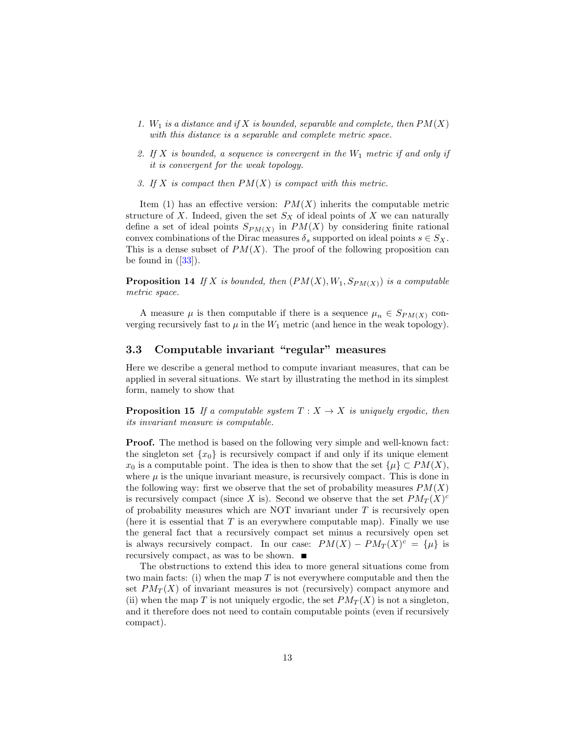1. *$W_1$ is a distance and if $X$ is bounded, separable and complete, then $PM(X)$ with this distance is a separable and complete metric space.*

2. *If $X$ is bounded, a sequence is convergent in the $W_1$ metric if and only if it is convergent for the weak topology.*

3. *If $X$ is compact then $PM(X)$ is compact with this metric.*

Item (1) has an effective version: $PM(X)$ inherits the computable metric structure of $X$. Indeed, given the set $S_X$ of ideal points of $X$ we can naturally define a set of ideal points $S_{PM(X)}$ in $PM(X)$ by considering finite rational convex combinations of the Dirac measures $\delta_s$ supported on ideal points $s \in S_X$. This is a dense subset of $PM(X)$. The proof of the following proposition can be found in ([33]).

**Proposition 14** *If $X$ is bounded, then $(PM(X), W_1, S_{PM(X)})$ is a computable metric space.*

A measure $\mu$ is then computable if there is a sequence $\mu_n \in S_{PM(X)}$ converging recursively fast to $\mu$ in the $W_1$ metric (and hence in the weak topology).

### 3.3 Computable invariant "regular" measures

Here we describe a general method to compute invariant measures, that can be applied in several situations. We start by illustrating the method in its simplest form, namely to show that

**Proposition 15** *If a computable system $T : X \to X$ is uniquely ergodic, then its invariant measure is computable.*

**Proof.** The method is based on the following very simple and well-known fact: the singleton set $\{x_0\}$ is recursively compact if and only if its unique element $x_0$ is a computable point. The idea is then to show that the set $\{\mu\} \subset PM(X)$, where $\mu$ is the unique invariant measure, is recursively compact. This is done in the following way: first we observe that the set of probability measures $PM(X)$ is recursively compact (since $X$ is). Second we observe that the set $PM_T(X)^c$ of probability measures which are NOT invariant under $T$ is recursively open (here it is essential that $T$ is an everywhere computable map). Finally we use the general fact that a recursively compact set minus a recursively open set is always recursively compact. In our case: $PM(X) - PM_T(X)^c = \{\mu\}$ is recursively compact, as was to be shown. ∎

The obstructions to extend this idea to more general situations come from two main facts: (i) when the map $T$ is not everywhere computable and then the set $PM_T(X)$ of invariant measures is not (recursively) compact anymore and (ii) when the map $T$ is not uniquely ergodic, the set $PM_T(X)$ is not a singleton, and it therefore does not need to contain computable points (even if recursively compact).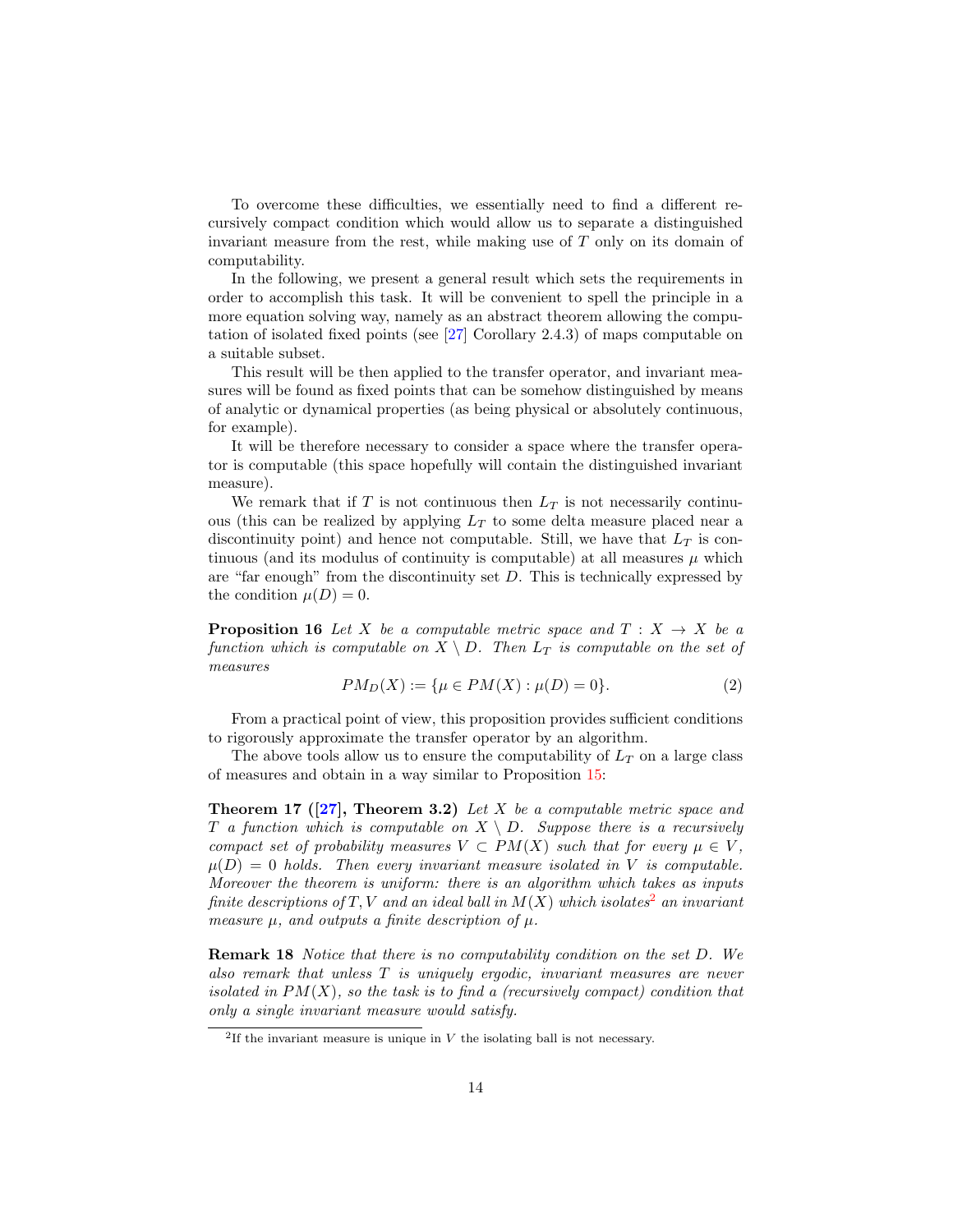To overcome these difficulties, we essentially need to find a different recursively compact condition which would allow us to separate a distinguished invariant measure from the rest, while making use of $T$ only on its domain of computability.

In the following, we present a general result which sets the requirements in order to accomplish this task. It will be convenient to spell the principle in a more equation solving way, namely as an abstract theorem allowing the computation of isolated fixed points (see [27] Corollary 2.4.3) of maps computable on a suitable subset.

This result will be then applied to the transfer operator, and invariant measures will be found as fixed points that can be somehow distinguished by means of analytic or dynamical properties (as being physical or absolutely continuous, for example).

It will be therefore necessary to consider a space where the transfer operator is computable (this space hopefully will contain the distinguished invariant measure).

We remark that if $T$ is not continuous then $L_T$ is not necessarily continuous (this can be realized by applying $L_T$ to some delta measure placed near a discontinuity point) and hence not computable. Still, we have that $L_T$ is continuous (and its modulus of continuity is computable) at all measures $\mu$ which are "far enough" from the discontinuity set $D$. This is technically expressed by the condition $\mu(D) = 0$.

**Proposition 16** *Let $X$ be a computable metric space and $T : X \to X$ be a function which is computable on $X \setminus D$. Then $L_T$ is computable on the set of measures*

$$PM_D(X) := \{\mu \in PM(X) : \mu(D) = 0\}. \tag{2}$$

From a practical point of view, this proposition provides sufficient conditions to rigorously approximate the transfer operator by an algorithm.

The above tools allow us to ensure the computability of $L_T$ on a large class of measures and obtain in a way similar to Proposition 15:

**Theorem 17 ([27], Theorem 3.2)** *Let $X$ be a computable metric space and $T$ a function which is computable on $X \setminus D$. Suppose there is a recursively compact set of probability measures $V \subset PM(X)$ such that for every $\mu \in V$, $\mu(D) = 0$ holds. Then every invariant measure isolated in $V$ is computable. Moreover the theorem is uniform: there is an algorithm which takes as inputs finite descriptions of $T, V$ and an ideal ball in $M(X)$ which isolates[2] an invariant measure $\mu$, and outputs a finite description of $\mu$.*

**Remark 18** *Notice that there is no computability condition on the set $D$. We also remark that unless $T$ is uniquely ergodic, invariant measures are never isolated in $PM(X)$, so the task is to find a (recursively compact) condition that only a single invariant measure would satisfy.*

[2] If the invariant measure is unique in $V$ the isolating ball is not necessary.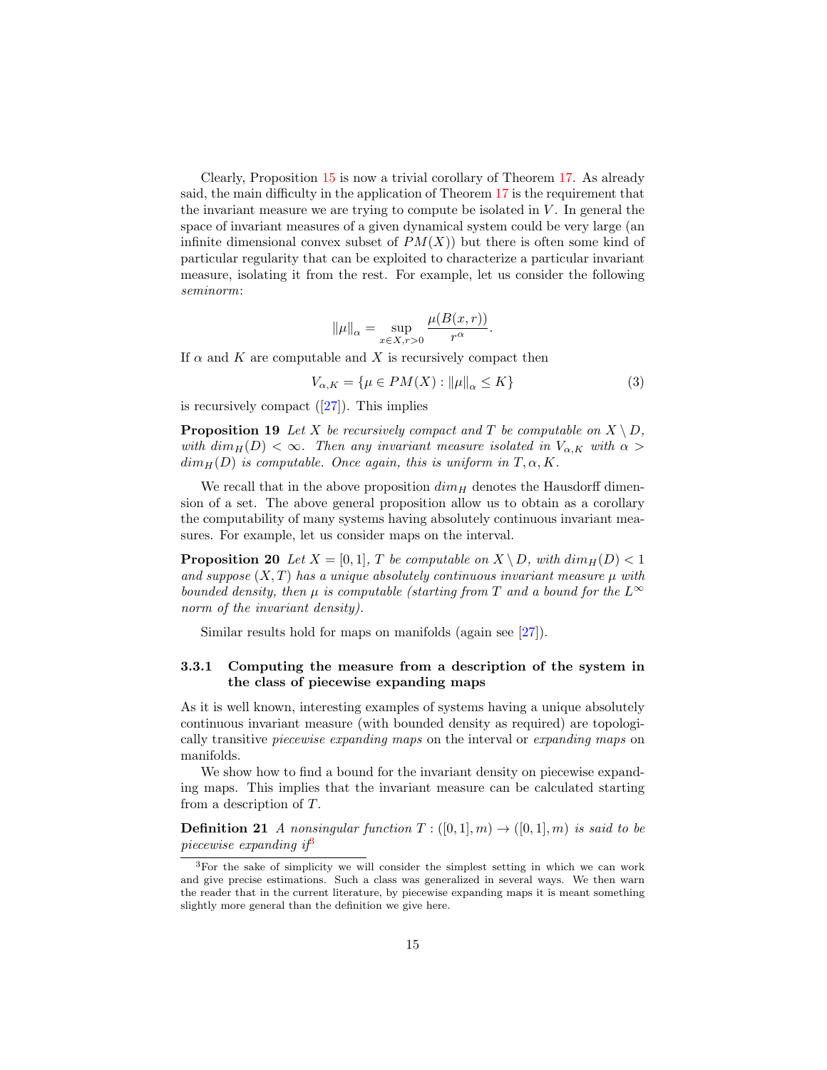Clearly, Proposition 15 is now a trivial corollary of Theorem 17. As already said, the main difficulty in the application of Theorem 17 is the requirement that the invariant measure we are trying to compute be isolated in $V$. In general the space of invariant measures of a given dynamical system could be very large (an infinite dimensional convex subset of $PM(X)$) but there is often some kind of particular regularity that can be exploited to characterize a particular invariant measure, isolating it from the rest. For example, let us consider the following *seminorm*:

$$\|\mu\|_\alpha = \sup_{x\in X, r>0} \frac{\mu(B(x,r))}{r^\alpha}.$$

If $\alpha$ and $K$ are computable and $X$ is recursively compact then

$$V_{\alpha,K} = \{\mu \in PM(X) : \|\mu\|_\alpha \leq K\} \tag{3}$$

is recursively compact ([27]). This implies

**Proposition 19** *Let $X$ be recursively compact and $T$ be computable on $X \setminus D$, with $dim_H(D) < \infty$. Then any invariant measure isolated in $V_{\alpha,K}$ with $\alpha > dim_H(D)$ is computable. Once again, this is uniform in $T, \alpha, K$.*

We recall that in the above proposition $dim_H$ denotes the Hausdorff dimension of a set. The above general proposition allow us to obtain as a corollary the computability of many systems having absolutely continuous invariant measures. For example, let us consider maps on the interval.

**Proposition 20** *Let $X = [0,1]$, $T$ be computable on $X \setminus D$, with $dim_H(D) < 1$ and suppose $(X,T)$ has a unique absolutely continuous invariant measure $\mu$ with bounded density, then $\mu$ is computable (starting from $T$ and a bound for the $L^\infty$ norm of the invariant density).*

Similar results hold for maps on manifolds (again see [27]).

#### 3.3.1 Computing the measure from a description of the system in the class of piecewise expanding maps

As it is well known, interesting examples of systems having a unique absolutely continuous invariant measure (with bounded density as required) are topologically transitive *piecewise expanding maps* on the interval or *expanding maps* on manifolds.

We show how to find a bound for the invariant density on piecewise expanding maps. This implies that the invariant measure can be calculated starting from a description of $T$.

**Definition 21** *A nonsingular function $T : ([0,1], m) \to ([0,1], m)$ is said to be piecewise expanding if*[3]

[3] For the sake of simplicity we will consider the simplest setting in which we can work and give precise estimations. Such a class was generalized in several ways. We then warn the reader that in the current literature, by piecewise expanding maps it is meant something slightly more general than the definition we give here.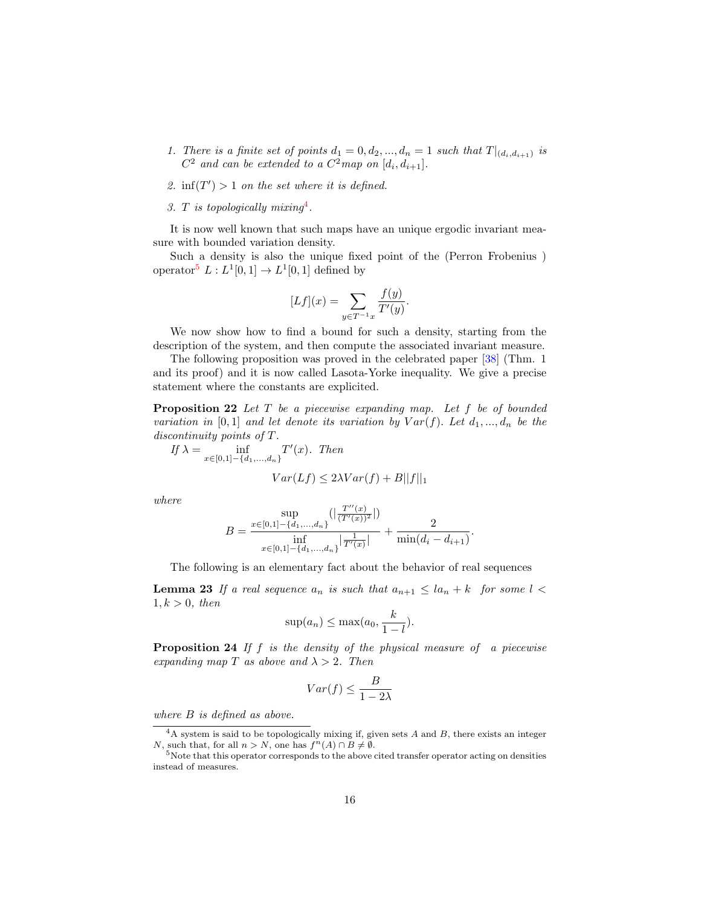1. *There is a finite set of points $d_1 = 0, d_2, ..., d_n = 1$ such that $T|_{(d_i,d_{i+1})}$ is $C^2$ and can be extended to a $C^2$map on $[d_i, d_{i+1}]$.*

2. *$\inf(T') > 1$ on the set where it is defined.*

3. *$T$ is topologically mixing*[4].

It is now well known that such maps have an unique ergodic invariant measure with bounded variation density.

Such a density is also the unique fixed point of the (Perron Frobenius ) operator[5] $L : L^1[0, 1] \to L^1[0, 1]$ defined by

$$[Lf](x) = \sum_{y \in T^{-1}x} \frac{f(y)}{T'(y)}.$$

We now show how to find a bound for such a density, starting from the description of the system, and then compute the associated invariant measure.

The following proposition was proved in the celebrated paper [38] (Thm. 1 and its proof) and it is now called Lasota-Yorke inequality. We give a precise statement where the constants are explicited.

**Proposition 22** *Let $T$ be a piecewise expanding map. Let $f$ be of bounded variation in $[0, 1]$ and let denote its variation by $Var(f)$. Let $d_1, ..., d_n$ be the discontinuity points of $T$.*

*If $\lambda = \inf_{x \in [0,1] - \{d_1,...,d_n\}} T'(x)$. Then*

$$Var(Lf) \leq 2\lambda Var(f) + B||f||_1$$

*where*

$$B = \frac{\sup_{x \in [0,1]-\{d_1,...,d_n\}} (|\frac{T''(x)}{(T'(x))^2}|)}{\inf_{x \in [0,1]-\{d_1,...,d_n\}} |\frac{1}{T'(x)}|} + \frac{2}{\min(d_i - d_{i+1})}.$$

The following is an elementary fact about the behavior of real sequences

**Lemma 23** *If a real sequence $a_n$ is such that $a_{n+1} \leq la_n + k$ for some $l < 1, k > 0$, then*

$$\sup(a_n) \leq \max(a_0, \frac{k}{1-l}).$$

**Proposition 24** *If $f$ is the density of the physical measure of a piecewise expanding map $T$ as above and $\lambda > 2$. Then*

$$Var(f) \leq \frac{B}{1 - 2\lambda}$$

*where $B$ is defined as above.*

[4]A system is said to be topologically mixing if, given sets $A$ and $B$, there exists an integer $N$, such that, for all $n > N$, one has $f^n(A) \cap B \neq \emptyset$.

[5]Note that this operator corresponds to the above cited transfer operator acting on densities instead of measures.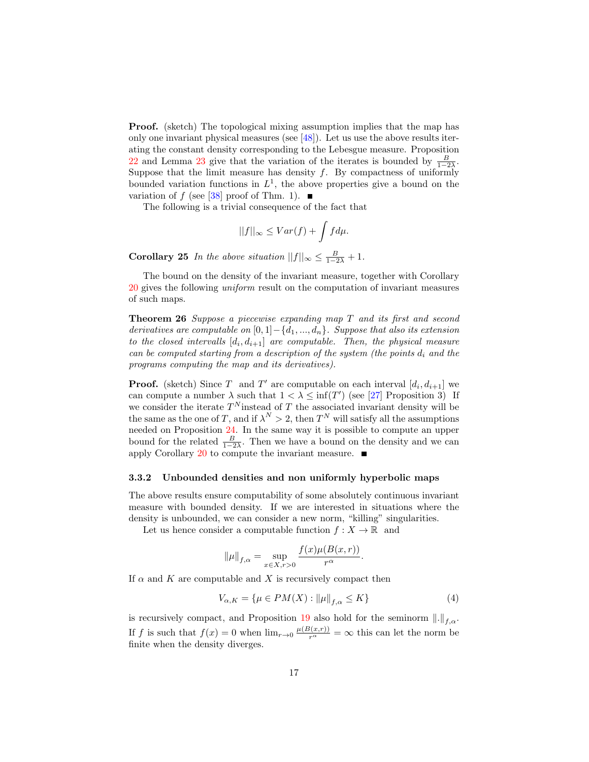**Proof.** (sketch) The topological mixing assumption implies that the map has only one invariant physical measures (see [48]). Let us use the above results iterating the constant density corresponding to the Lebesgue measure. Proposition 22 and Lemma 23 give that the variation of the iterates is bounded by $\frac{B}{1-2\lambda}$. Suppose that the limit measure has density $f$. By compactness of uniformly bounded variation functions in $L^1$, the above properties give a bound on the variation of $f$ (see [38] proof of Thm. 1). ■

The following is a trivial consequence of the fact that

$$||f||_\infty \leq Var(f) + \int f d\mu.$$

**Corollary 25** *In the above situation* $||f||_\infty \leq \frac{B}{1-2\lambda} + 1$.

The bound on the density of the invariant measure, together with Corollary 20 gives the following *uniform* result on the computation of invariant measures of such maps.

**Theorem 26** *Suppose a piecewise expanding map $T$ and its first and second derivatives are computable on $[0,1] - \{d_1, ..., d_n\}$. Suppose that also its extension to the closed intervalls $[d_i, d_{i+1}]$ are computable. Then, the physical measure can be computed starting from a description of the system (the points $d_i$ and the programs computing the map and its derivatives).*

**Proof.** (sketch) Since $T$ and $T'$ are computable on each interval $[d_i, d_{i+1}]$ we can compute a number $\lambda$ such that $1 < \lambda \leq \inf(T')$ (see [27] Proposition 3) If we consider the iterate $T^N$instead of $T$ the associated invariant density will be the same as the one of $T$, and if $\lambda^N > 2$, then $T^N$ will satisfy all the assumptions needed on Proposition 24. In the same way it is possible to compute an upper bound for the related $\frac{B}{1-2\lambda}$. Then we have a bound on the density and we can apply Corollary 20 to compute the invariant measure. ■

### 3.3.2 Unbounded densities and non uniformly hyperbolic maps

The above results ensure computability of some absolutely continuous invariant measure with bounded density. If we are interested in situations where the density is unbounded, we can consider a new norm, "killing" singularities.

Let us hence consider a computable function $f : X \to \mathbb{R}$ and

$$\|\mu\|_{f,\alpha} = \sup_{x \in X, r>0} \frac{f(x)\mu(B(x,r))}{r^\alpha}.$$

If $\alpha$ and $K$ are computable and $X$ is recursively compact then

$$V_{\alpha,K} = \{\mu \in PM(X) : \|\mu\|_{f,\alpha} \leq K\} \tag{4}$$

is recursively compact, and Proposition 19 also hold for the seminorm $\|.\|_{f,\alpha}$. If $f$ is such that $f(x) = 0$ when $\lim_{r\to 0} \frac{\mu(B(x,r))}{r^\alpha} = \infty$ this can let the norm be finite when the density diverges.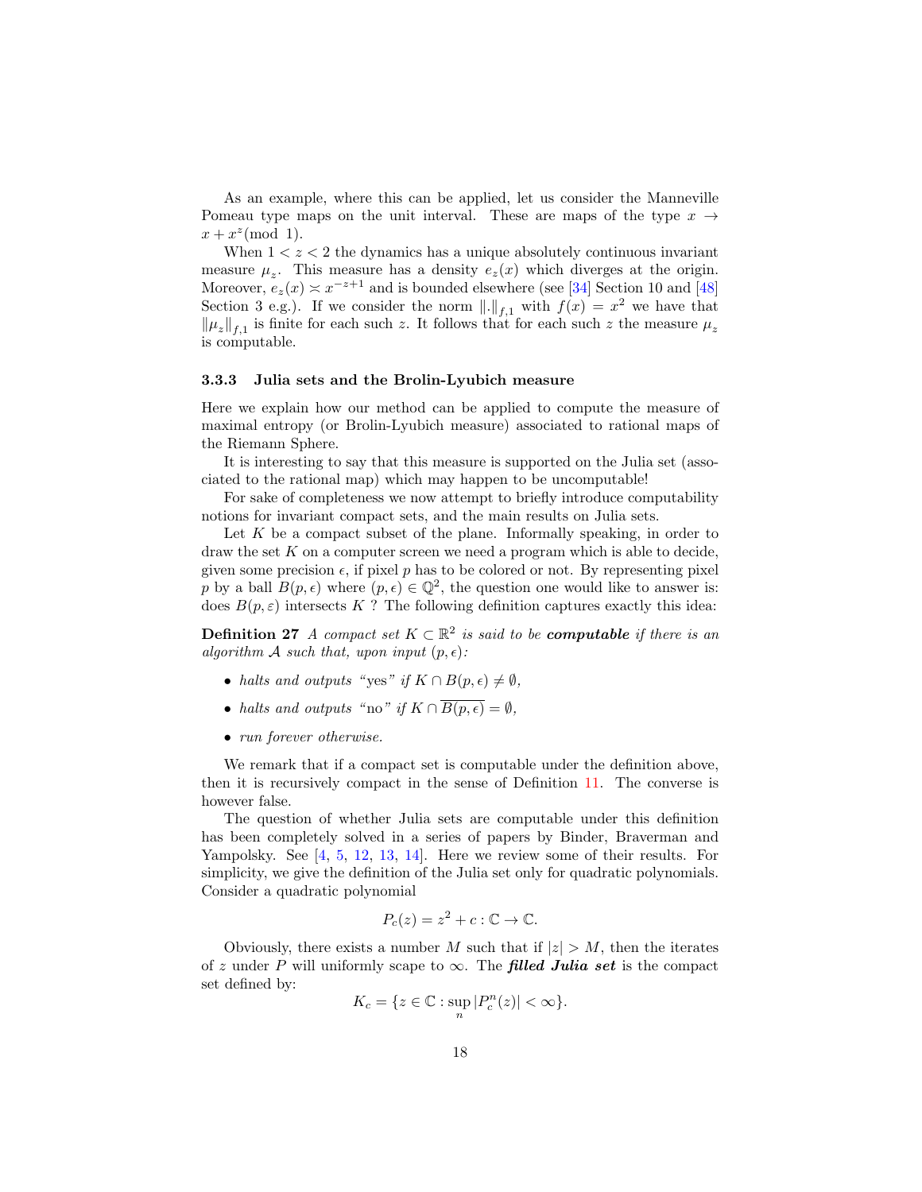As an example, where this can be applied, let us consider the Manneville Pomeau type maps on the unit interval. These are maps of the type $x \to x + x^z \pmod 1$.

When $1 < z < 2$ the dynamics has a unique absolutely continuous invariant measure $\mu_z$. This measure has a density $e_z(x)$ which diverges at the origin. Moreover, $e_z(x) \asymp x^{-z+1}$ and is bounded elsewhere (see [34] Section 10 and [48] Section 3 e.g.). If we consider the norm $\|.\|_{f,1}$ with $f(x) = x^2$ we have that $\|\mu_z\|_{f,1}$ is finite for each such $z$. It follows that for each such $z$ the measure $\mu_z$ is computable.

### 3.3.3 Julia sets and the Brolin-Lyubich measure

Here we explain how our method can be applied to compute the measure of maximal entropy (or Brolin-Lyubich measure) associated to rational maps of the Riemann Sphere.

It is interesting to say that this measure is supported on the Julia set (associated to the rational map) which may happen to be uncomputable!

For sake of completeness we now attempt to briefly introduce computability notions for invariant compact sets, and the main results on Julia sets.

Let $K$ be a compact subset of the plane. Informally speaking, in order to draw the set $K$ on a computer screen we need a program which is able to decide, given some precision $\epsilon$, if pixel $p$ has to be colored or not. By representing pixel $p$ by a ball $B(p, \epsilon)$ where $(p, \epsilon) \in \mathbb{Q}^2$, the question one would like to answer is: does $B(p, \varepsilon)$ intersects $K$ ? The following definition captures exactly this idea:

**Definition 27** *A compact set $K \subset \mathbb{R}^2$ is said to be **computable** if there is an algorithm $\mathcal{A}$ such that, upon input $(p, \epsilon)$:*

- *halts and outputs "yes" if $K \cap B(p, \epsilon) \neq \emptyset$,*
- *halts and outputs "no" if $K \cap \overline{B(p, \epsilon)} = \emptyset$,*
- *run forever otherwise.*

We remark that if a compact set is computable under the definition above, then it is recursively compact in the sense of Definition 11. The converse is however false.

The question of whether Julia sets are computable under this definition has been completely solved in a series of papers by Binder, Braverman and Yampolsky. See [4, 5, 12, 13, 14]. Here we review some of their results. For simplicity, we give the definition of the Julia set only for quadratic polynomials. Consider a quadratic polynomial

$$P_c(z) = z^2 + c : \mathbb{C} \to \mathbb{C}.$$

Obviously, there exists a number $M$ such that if $|z| > M$, then the iterates of $z$ under $P$ will uniformly scape to $\infty$. The ***filled Julia set*** is the compact set defined by:

$$K_c = \{z \in \mathbb{C} : \sup_n |P_c^n(z)| < \infty\}.$$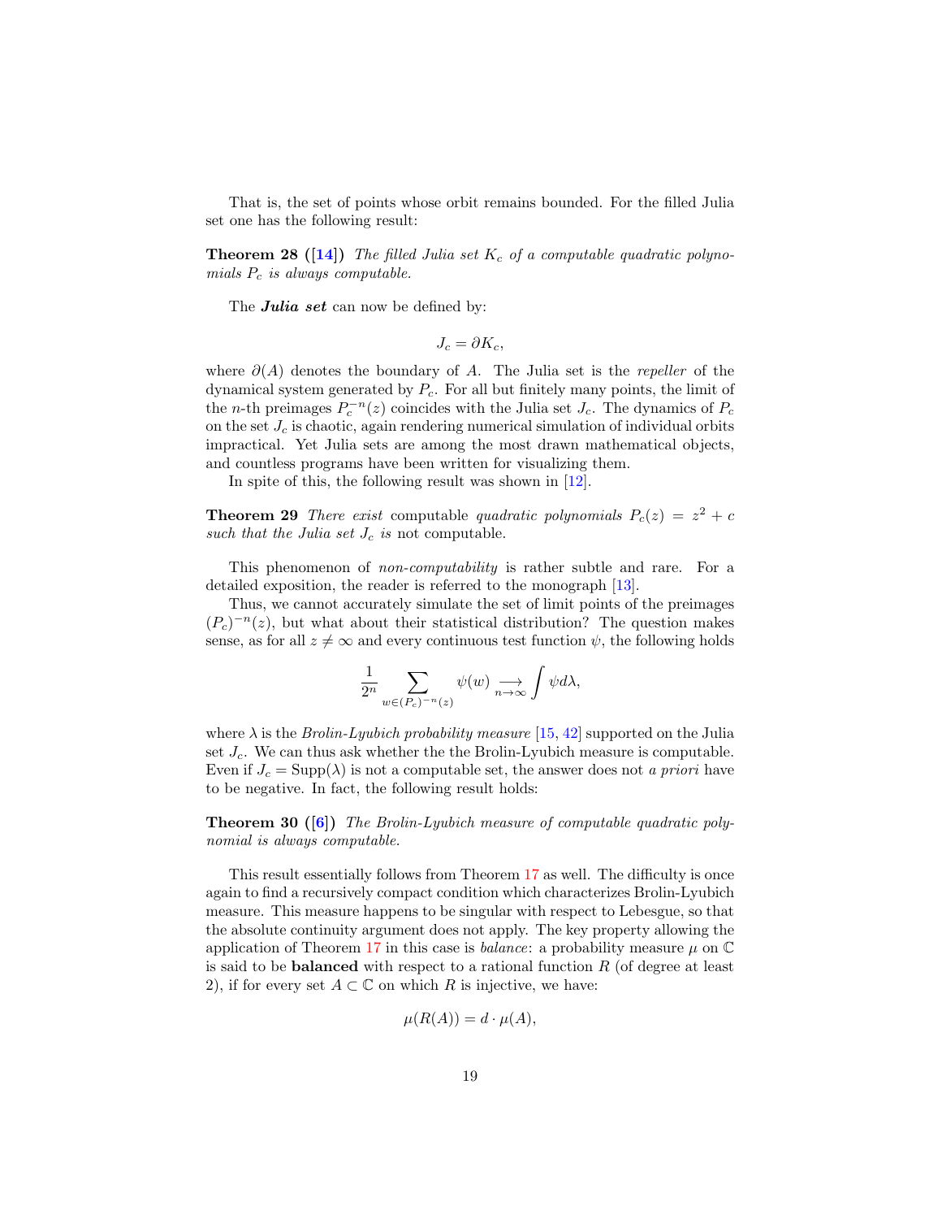That is, the set of points whose orbit remains bounded. For the filled Julia set one has the following result:

**Theorem 28 ([14])** *The filled Julia set $K_c$ of a computable quadratic polynomials $P_c$ is always computable.*

The ***Julia set*** can now be defined by:

$$J_c = \partial K_c,$$

where $\partial(A)$ denotes the boundary of $A$. The Julia set is the *repeller* of the dynamical system generated by $P_c$. For all but finitely many points, the limit of the $n$-th preimages $P_c^{-n}(z)$ coincides with the Julia set $J_c$. The dynamics of $P_c$ on the set $J_c$ is chaotic, again rendering numerical simulation of individual orbits impractical. Yet Julia sets are among the most drawn mathematical objects, and countless programs have been written for visualizing them.

In spite of this, the following result was shown in [12].

**Theorem 29** *There exist* computable *quadratic polynomials $P_c(z) = z^2 + c$ such that the Julia set $J_c$ is* not computable.

This phenomenon of *non-computability* is rather subtle and rare. For a detailed exposition, the reader is referred to the monograph [13].

Thus, we cannot accurately simulate the set of limit points of the preimages $(P_c)^{-n}(z)$, but what about their statistical distribution? The question makes sense, as for all $z \neq \infty$ and every continuous test function $\psi$, the following holds

$$\frac{1}{2^n} \sum_{w \in (P_c)^{-n}(z)} \psi(w) \underset{n\to\infty}{\longrightarrow} \int \psi d\lambda,$$

where $\lambda$ is the *Brolin-Lyubich probability measure* [15, 42] supported on the Julia set $J_c$. We can thus ask whether the the Brolin-Lyubich measure is computable. Even if $J_c = \mathrm{Supp}(\lambda)$ is not a computable set, the answer does not *a priori* have to be negative. In fact, the following result holds:

**Theorem 30 ([6])** *The Brolin-Lyubich measure of computable quadratic polynomial is always computable.*

This result essentially follows from Theorem 17 as well. The difficulty is once again to find a recursively compact condition which characterizes Brolin-Lyubich measure. This measure happens to be singular with respect to Lebesgue, so that the absolute continuity argument does not apply. The key property allowing the application of Theorem 17 in this case is *balance*: a probability measure $\mu$ on $\mathbb{C}$ is said to be **balanced** with respect to a rational function $R$ (of degree at least 2), if for every set $A \subset \mathbb{C}$ on which $R$ is injective, we have:

$$\mu(R(A)) = d \cdot \mu(A),$$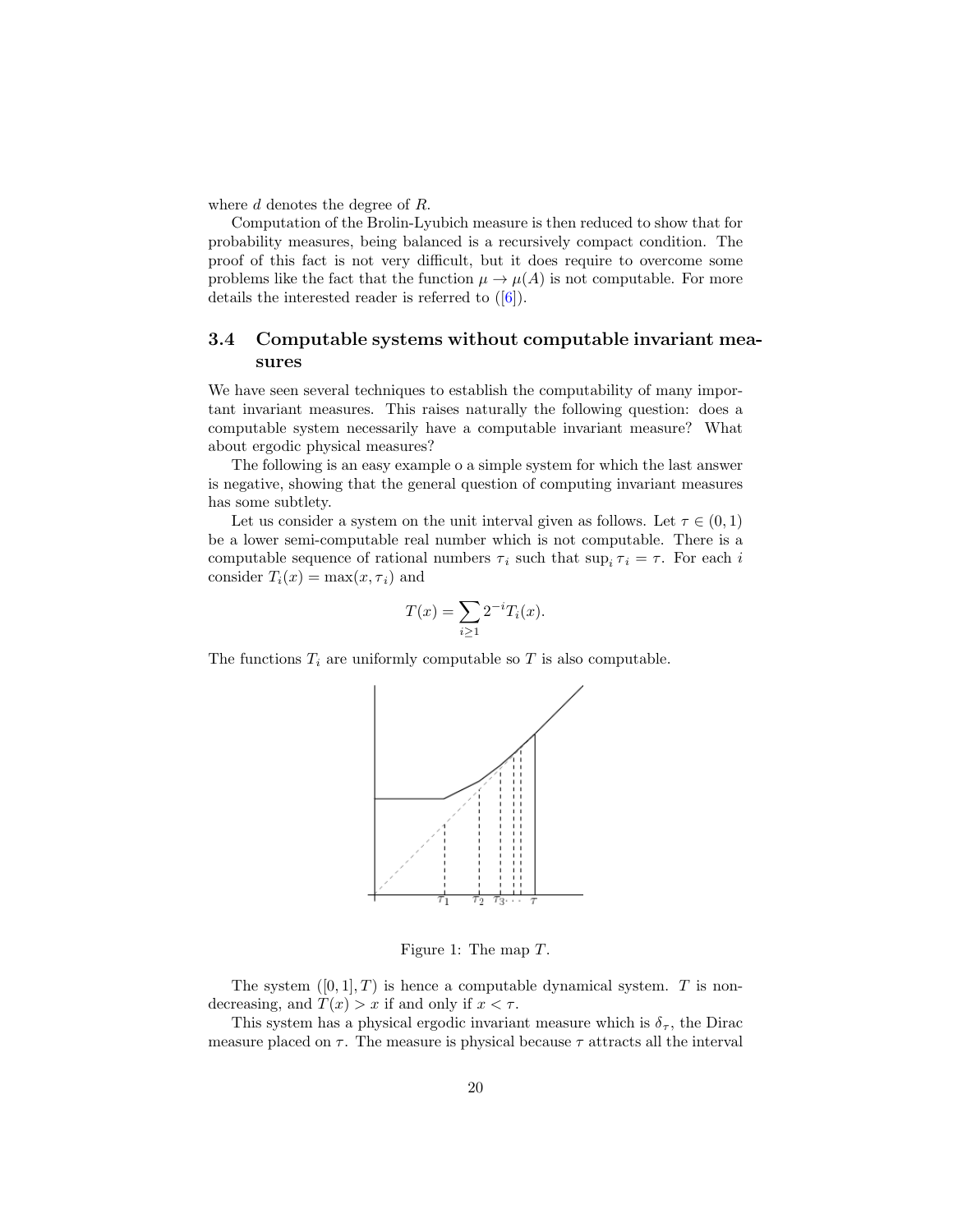where $d$ denotes the degree of $R$.

Computation of the Brolin-Lyubich measure is then reduced to show that for probability measures, being balanced is a recursively compact condition. The proof of this fact is not very difficult, but it does require to overcome some problems like the fact that the function $\mu \to \mu(A)$ is not computable. For more details the interested reader is referred to ([6]).

### 3.4 Computable systems without computable invariant measures

We have seen several techniques to establish the computability of many important invariant measures. This raises naturally the following question: does a computable system necessarily have a computable invariant measure? What about ergodic physical measures?

The following is an easy example o a simple system for which the last answer is negative, showing that the general question of computing invariant measures has some subtlety.

Let us consider a system on the unit interval given as follows. Let $\tau \in (0, 1)$ be a lower semi-computable real number which is not computable. There is a computable sequence of rational numbers $\tau_i$ such that $\sup_i \tau_i = \tau$. For each $i$ consider $T_i(x) = \max(x, \tau_i)$ and

$$T(x) = \sum_{i \geq 1} 2^{-i} T_i(x).$$

The functions $T_i$ are uniformly computable so $T$ is also computable.

Figure 1: The map $T$.

The system $([0, 1], T)$ is hence a computable dynamical system. $T$ is non-decreasing, and $T(x) > x$ if and only if $x < \tau$.

This system has a physical ergodic invariant measure which is $\delta_\tau$, the Dirac measure placed on $\tau$. The measure is physical because $\tau$ attracts all the interval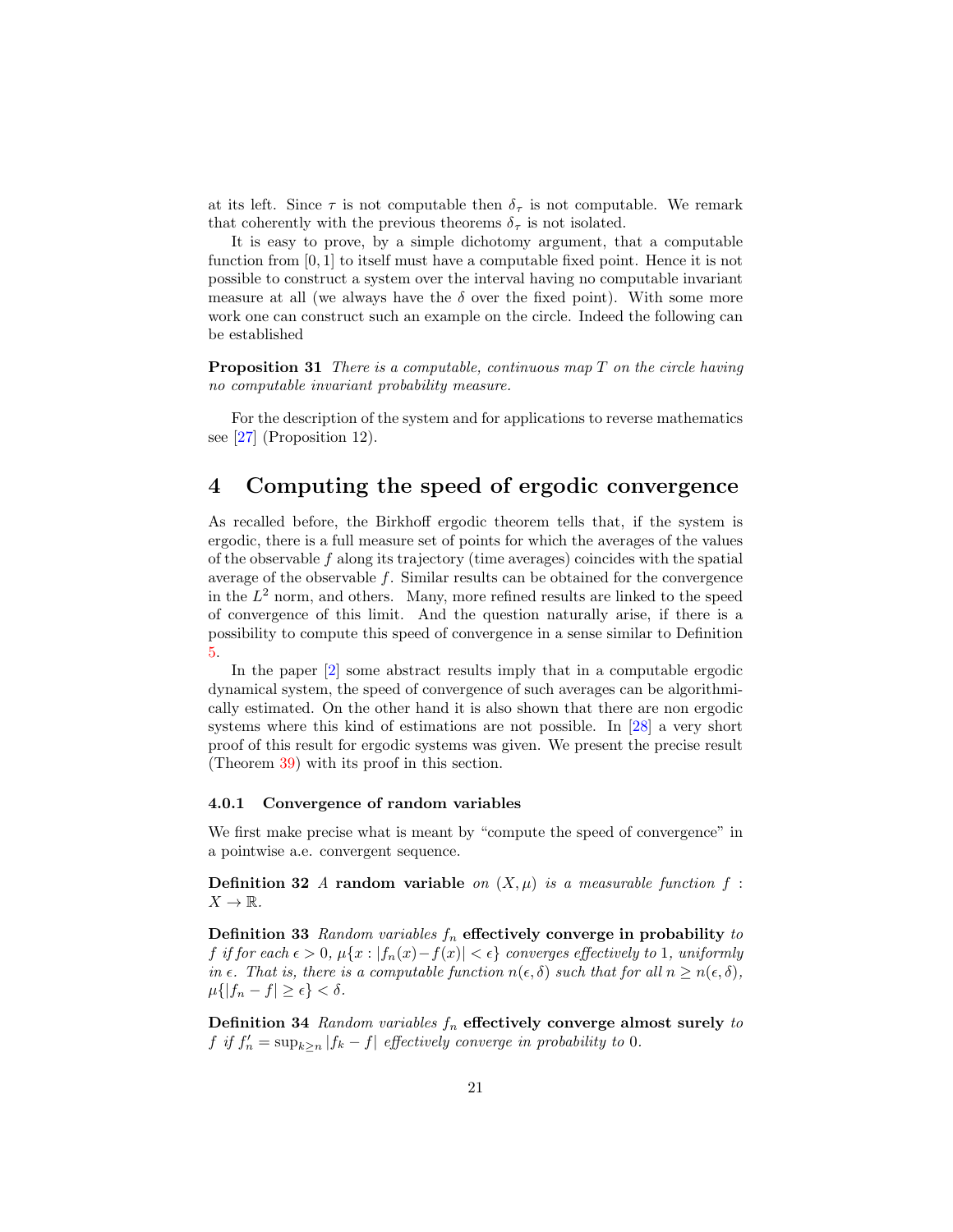at its left. Since $\tau$ is not computable then $\delta_\tau$ is not computable. We remark that coherently with the previous theorems $\delta_\tau$ is not isolated.

It is easy to prove, by a simple dichotomy argument, that a computable function from $[0, 1]$ to itself must have a computable fixed point. Hence it is not possible to construct a system over the interval having no computable invariant measure at all (we always have the $\delta$ over the fixed point). With some more work one can construct such an example on the circle. Indeed the following can be established

**Proposition 31** *There is a computable, continuous map $T$ on the circle having no computable invariant probability measure.*

For the description of the system and for applications to reverse mathematics see [27] (Proposition 12).

# 4 Computing the speed of ergodic convergence

As recalled before, the Birkhoff ergodic theorem tells that, if the system is ergodic, there is a full measure set of points for which the averages of the values of the observable $f$ along its trajectory (time averages) coincides with the spatial average of the observable $f$. Similar results can be obtained for the convergence in the $L^2$ norm, and others. Many, more refined results are linked to the speed of convergence of this limit. And the question naturally arise, if there is a possibility to compute this speed of convergence in a sense similar to Definition 5.

In the paper [2] some abstract results imply that in a computable ergodic dynamical system, the speed of convergence of such averages can be algorithmically estimated. On the other hand it is also shown that there are non ergodic systems where this kind of estimations are not possible. In [28] a very short proof of this result for ergodic systems was given. We present the precise result (Theorem 39) with its proof in this section.

### 4.0.1 Convergence of random variables

We first make precise what is meant by "compute the speed of convergence" in a pointwise a.e. convergent sequence.

**Definition 32** *A* **random variable** *on $(X, \mu)$ is a measurable function $f : X \to \mathbb{R}$.*

**Definition 33** *Random variables $f_n$* **effectively converge in probability** *to $f$ if for each $\epsilon > 0$, $\mu\{x : |f_n(x) - f(x)| < \epsilon\}$ converges effectively to 1, uniformly in $\epsilon$. That is, there is a computable function $n(\epsilon, \delta)$ such that for all $n \geq n(\epsilon, \delta)$, $\mu\{|f_n - f| \geq \epsilon\} < \delta$.*

**Definition 34** *Random variables $f_n$* **effectively converge almost surely** *to $f$ if $f'_n = \sup_{k \geq n} |f_k - f|$ effectively converge in probability to 0.*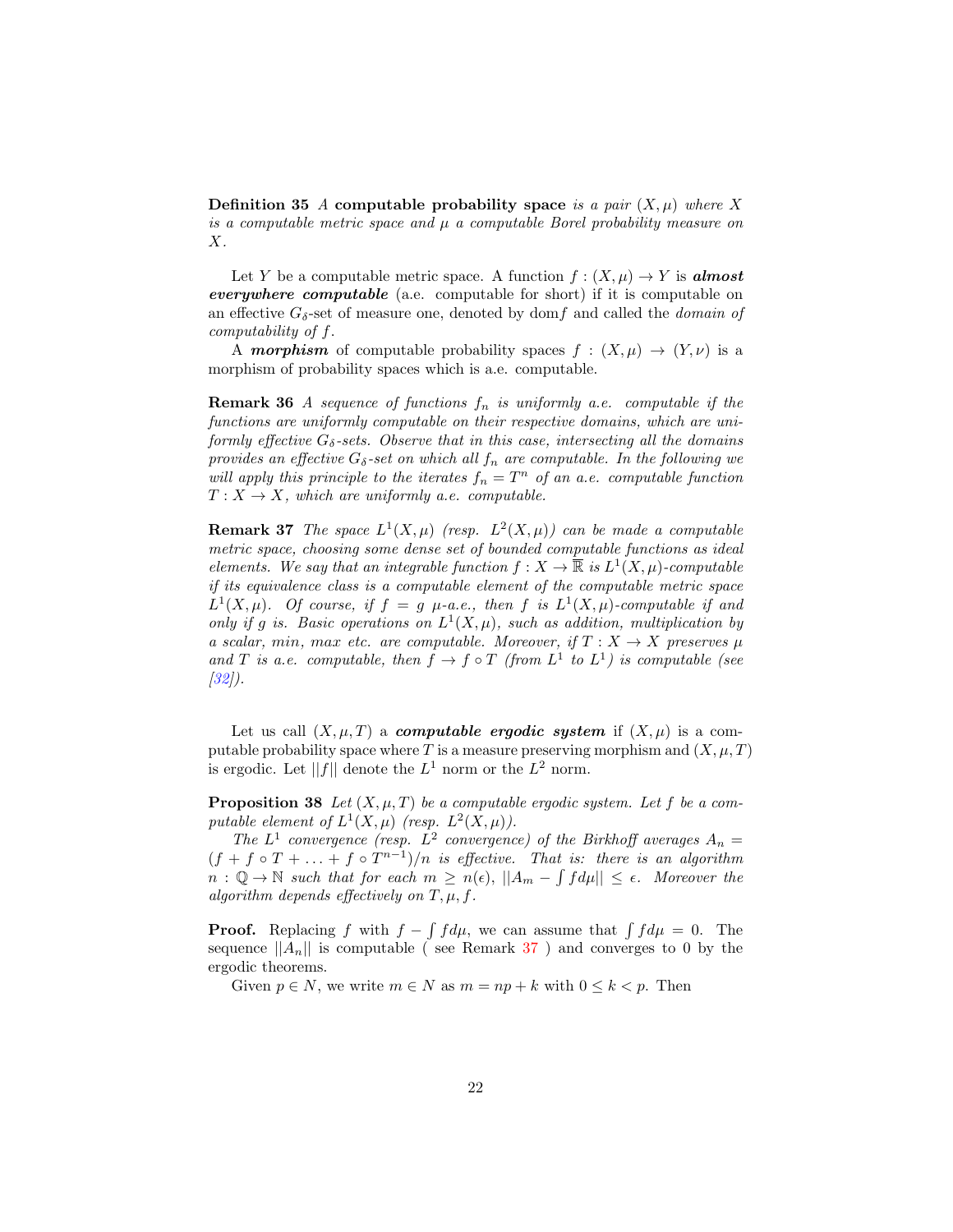**Definition 35** *A* **computable probability space** *is a pair $(X, \mu)$ where $X$ is a computable metric space and $\mu$ a computable Borel probability measure on $X$.*

Let $Y$ be a computable metric space. A function $f : (X, \mu) \to Y$ is ***almost everywhere computable*** (a.e. computable for short) if it is computable on an effective $G_\delta$-set of measure one, denoted by dom$f$ and called the *domain of computability of $f$*.

A ***morphism*** of computable probability spaces $f : (X, \mu) \to (Y, \nu)$ is a morphism of probability spaces which is a.e. computable.

**Remark 36** *A sequence of functions $f_n$ is uniformly a.e. computable if the functions are uniformly computable on their respective domains, which are uniformly effective $G_\delta$-sets. Observe that in this case, intersecting all the domains provides an effective $G_\delta$-set on which all $f_n$ are computable. In the following we will apply this principle to the iterates $f_n = T^n$ of an a.e. computable function $T : X \to X$, which are uniformly a.e. computable.*

**Remark 37** *The space $L^1(X, \mu)$ (resp. $L^2(X, \mu)$) can be made a computable metric space, choosing some dense set of bounded computable functions as ideal elements. We say that an integrable function $f : X \to \overline{\mathbb{R}}$ is $L^1(X, \mu)$-computable if its equivalence class is a computable element of the computable metric space $L^1(X, \mu)$. Of course, if $f = g$ $\mu$-a.e., then $f$ is $L^1(X, \mu)$-computable if and only if $g$ is. Basic operations on $L^1(X, \mu)$, such as addition, multiplication by a scalar, min, max etc. are computable. Moreover, if $T : X \to X$ preserves $\mu$ and $T$ is a.e. computable, then $f \to f \circ T$ (from $L^1$ to $L^1$) is computable (see [32]).*

Let us call $(X, \mu, T)$ a ***computable ergodic system*** if $(X, \mu)$ is a computable probability space where $T$ is a measure preserving morphism and $(X, \mu, T)$ is ergodic. Let $||f||$ denote the $L^1$ norm or the $L^2$ norm.

**Proposition 38** *Let $(X, \mu, T)$ be a computable ergodic system. Let $f$ be a computable element of $L^1(X, \mu)$ (resp. $L^2(X, \mu)$).*

*The $L^1$ convergence (resp. $L^2$ convergence) of the Birkhoff averages $A_n = (f + f \circ T + \ldots + f \circ T^{n-1})/n$ is effective. That is: there is an algorithm $n : \mathbb{Q} \to \mathbb{N}$ such that for each $m \geq n(\epsilon)$, $||A_m - \int f d\mu|| \leq \epsilon$. Moreover the algorithm depends effectively on $T, \mu, f$.*

**Proof.** Replacing $f$ with $f - \int f d\mu$, we can assume that $\int f d\mu = 0$. The sequence $||A_n||$ is computable ( see Remark 37 ) and converges to 0 by the ergodic theorems.

Given $p \in N$, we write $m \in N$ as $m = np + k$ with $0 \leq k < p$. Then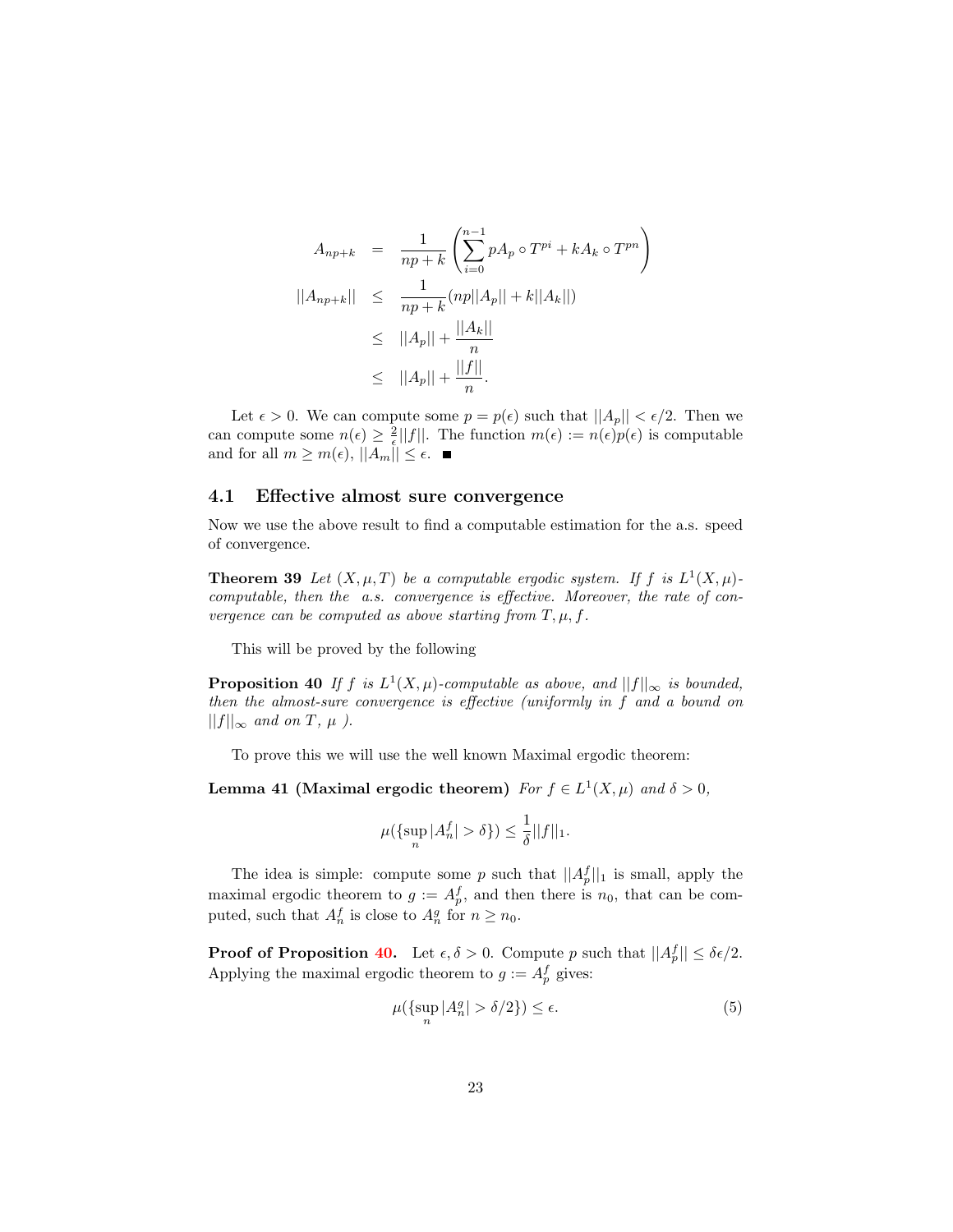$$
\begin{aligned}
A_{np+k} &= \frac{1}{np+k}\left(\sum_{i=0}^{n-1} pA_p \circ T^{pi} + kA_k \circ T^{pn}\right) \\
||A_{np+k}|| &\leq \frac{1}{np+k}(np||A_p|| + k||A_k||) \\
&\leq ||A_p|| + \frac{||A_k||}{n} \\
&\leq ||A_p|| + \frac{||f||}{n}.
\end{aligned}
$$

Let $\epsilon > 0$. We can compute some $p = p(\epsilon)$ such that $||A_p|| < \epsilon/2$. Then we can compute some $n(\epsilon) \geq \frac{2}{\epsilon}||f||$. The function $m(\epsilon) := n(\epsilon)p(\epsilon)$ is computable and for all $m \geq m(\epsilon)$, $||A_m|| \leq \epsilon$. ■

### 4.1 Effective almost sure convergence

Now we use the above result to find a computable estimation for the a.s. speed of convergence.

**Theorem 39** *Let $(X, \mu, T)$ be a computable ergodic system. If $f$ is $L^1(X, \mu)$-computable, then the a.s. convergence is effective. Moreover, the rate of convergence can be computed as above starting from $T, \mu, f$.*

This will be proved by the following

**Proposition 40** *If $f$ is $L^1(X, \mu)$-computable as above, and $||f||_\infty$ is bounded, then the almost-sure convergence is effective (uniformly in $f$ and a bound on $||f||_\infty$ and on $T$, $\mu$ ).*

To prove this we will use the well known Maximal ergodic theorem:

**Lemma 41 (Maximal ergodic theorem)** *For $f \in L^1(X, \mu)$ and $\delta > 0$,*

$$
\mu(\{\sup_n |A_n^f| > \delta\}) \leq \frac{1}{\delta}||f||_1.
$$

The idea is simple: compute some $p$ such that $||A_p^f||_1$ is small, apply the maximal ergodic theorem to $g := A_p^f$, and then there is $n_0$, that can be computed, such that $A_n^f$ is close to $A_n^g$ for $n \geq n_0$.

**Proof of Proposition 40.** Let $\epsilon, \delta > 0$. Compute $p$ such that $||A_p^f|| \leq \delta\epsilon/2$. Applying the maximal ergodic theorem to $g := A_p^f$ gives:

$$
\mu(\{\sup_n |A_n^g| > \delta/2\}) \leq \epsilon. \tag{5}
$$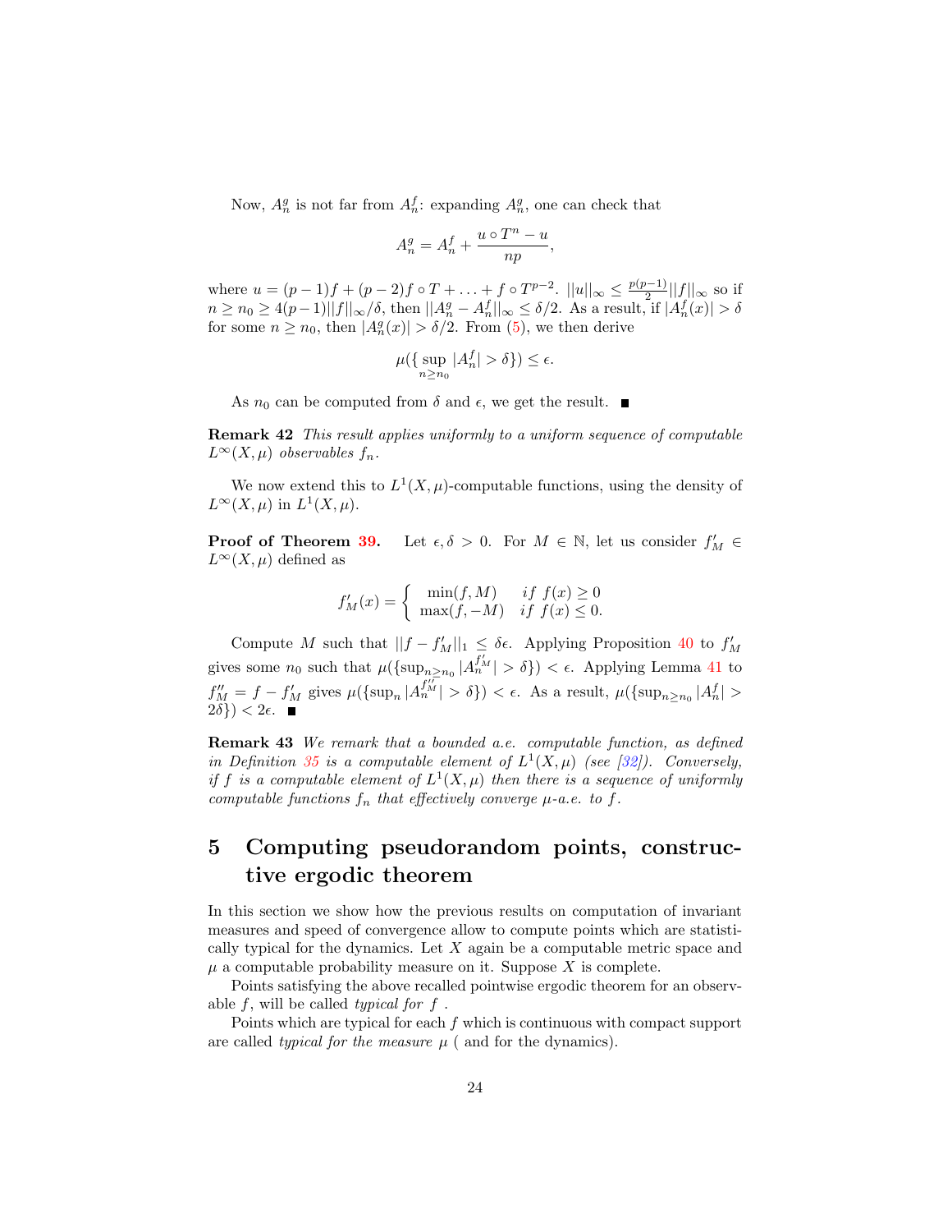Now, $A_n^g$ is not far from $A_n^f$: expanding $A_n^g$, one can check that

$$A_n^g = A_n^f + \frac{u \circ T^n - u}{np},$$

where $u = (p-1)f + (p-2)f \circ T + \ldots + f \circ T^{p-2}$. $||u||_\infty \leq \frac{p(p-1)}{2}||f||_\infty$ so if $n \geq n_0 \geq 4(p-1)||f||_\infty/\delta$, then $||A_n^g - A_n^f||_\infty \leq \delta/2$. As a result, if $|A_n^f(x)| > \delta$ for some $n \geq n_0$, then $|A_n^g(x)| > \delta/2$. From (5), we then derive

$$\mu(\{\sup_{n \geq n_0} |A_n^f| > \delta\}) \leq \epsilon.$$

As $n_0$ can be computed from $\delta$ and $\epsilon$, we get the result. ■

**Remark 42** *This result applies uniformly to a uniform sequence of computable $L^\infty(X,\mu)$ observables $f_n$.*

We now extend this to $L^1(X,\mu)$-computable functions, using the density of $L^\infty(X,\mu)$ in $L^1(X,\mu)$.

**Proof of Theorem 39.** Let $\epsilon, \delta > 0$. For $M \in \mathbb{N}$, let us consider $f'_M \in L^\infty(X,\mu)$ defined as

$$f'_M(x) = \begin{cases} \min(f, M) & \text{if } f(x) \geq 0 \\ \max(f, -M) & \text{if } f(x) \leq 0. \end{cases}$$

Compute $M$ such that $||f - f'_M||_1 \leq \delta\epsilon$. Applying Proposition 40 to $f'_M$ gives some $n_0$ such that $\mu(\{\sup_{n \geq n_0} |A_n^{f'_M}| > \delta\}) < \epsilon$. Applying Lemma 41 to $f''_M = f - f'_M$ gives $\mu(\{\sup_n |A_n^{f''_M}| > \delta\}) < \epsilon$. As a result, $\mu(\{\sup_{n \geq n_0} |A_n^f| > 2\delta\}) < 2\epsilon$. ■

**Remark 43** *We remark that a bounded a.e. computable function, as defined in Definition 35 is a computable element of $L^1(X,\mu)$ (see [32]). Conversely, if $f$ is a computable element of $L^1(X,\mu)$ then there is a sequence of uniformly computable functions $f_n$ that effectively converge $\mu$-a.e. to $f$.*

# 5 Computing pseudorandom points, constructive ergodic theorem

In this section we show how the previous results on computation of invariant measures and speed of convergence allow to compute points which are statistically typical for the dynamics. Let $X$ again be a computable metric space and $\mu$ a computable probability measure on it. Suppose $X$ is complete.

Points satisfying the above recalled pointwise ergodic theorem for an observable $f$, will be called *typical for $f$* .

Points which are typical for each $f$ which is continuous with compact support are called *typical for the measure $\mu$* ( and for the dynamics).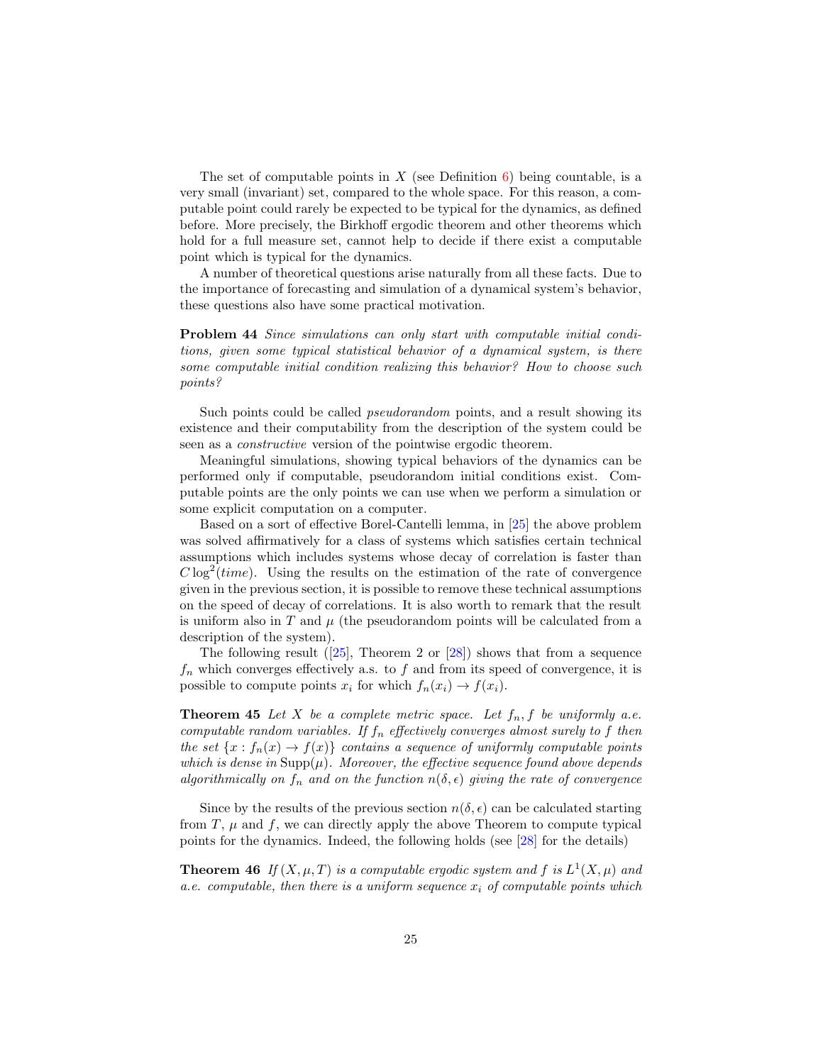The set of computable points in $X$ (see Definition 6) being countable, is a very small (invariant) set, compared to the whole space. For this reason, a computable point could rarely be expected to be typical for the dynamics, as defined before. More precisely, the Birkhoff ergodic theorem and other theorems which hold for a full measure set, cannot help to decide if there exist a computable point which is typical for the dynamics.

A number of theoretical questions arise naturally from all these facts. Due to the importance of forecasting and simulation of a dynamical system's behavior, these questions also have some practical motivation.

**Problem 44** *Since simulations can only start with computable initial conditions, given some typical statistical behavior of a dynamical system, is there some computable initial condition realizing this behavior? How to choose such points?*

Such points could be called *pseudorandom* points, and a result showing its existence and their computability from the description of the system could be seen as a *constructive* version of the pointwise ergodic theorem.

Meaningful simulations, showing typical behaviors of the dynamics can be performed only if computable, pseudorandom initial conditions exist. Computable points are the only points we can use when we perform a simulation or some explicit computation on a computer.

Based on a sort of effective Borel-Cantelli lemma, in [25] the above problem was solved affirmatively for a class of systems which satisfies certain technical assumptions which includes systems whose decay of correlation is faster than $C \log^2(time)$. Using the results on the estimation of the rate of convergence given in the previous section, it is possible to remove these technical assumptions on the speed of decay of correlations. It is also worth to remark that the result is uniform also in $T$ and $\mu$ (the pseudorandom points will be calculated from a description of the system).

The following result ([25], Theorem 2 or [28]) shows that from a sequence $f_n$ which converges effectively a.s. to $f$ and from its speed of convergence, it is possible to compute points $x_i$ for which $f_n(x_i) \to f(x_i)$.

**Theorem 45** *Let $X$ be a complete metric space. Let $f_n, f$ be uniformly a.e. computable random variables. If $f_n$ effectively converges almost surely to $f$ then the set $\{x : f_n(x) \to f(x)\}$ contains a sequence of uniformly computable points which is dense in $\mathrm{Supp}(\mu)$. Moreover, the effective sequence found above depends algorithmically on $f_n$ and on the function $n(\delta, \epsilon)$ giving the rate of convergence*

Since by the results of the previous section $n(\delta, \epsilon)$ can be calculated starting from $T$, $\mu$ and $f$, we can directly apply the above Theorem to compute typical points for the dynamics. Indeed, the following holds (see [28] for the details)

**Theorem 46** *If $(X, \mu, T)$ is a computable ergodic system and $f$ is $L^1(X, \mu)$ and a.e. computable, then there is a uniform sequence $x_i$ of computable points which*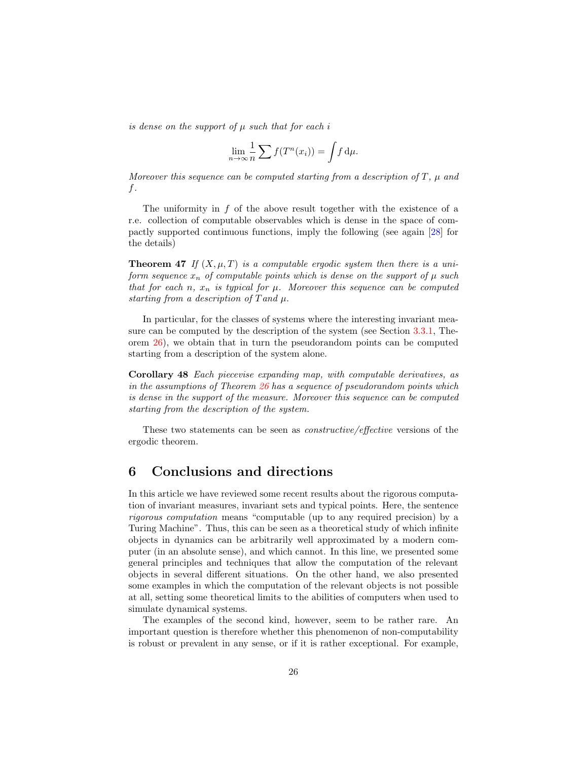*is dense on the support of $\mu$ such that for each $i$*

$$\lim_{n\to\infty} \frac{1}{n} \sum f(T^n(x_i)) = \int f \, \mathrm{d}\mu.$$

*Moreover this sequence can be computed starting from a description of $T$, $\mu$ and $f$.*

The uniformity in $f$ of the above result together with the existence of a r.e. collection of computable observables which is dense in the space of compactly supported continuous functions, imply the following (see again [28] for the details)

**Theorem 47** *If $(X, \mu, T)$ is a computable ergodic system then there is a uniform sequence $x_n$ of computable points which is dense on the support of $\mu$ such that for each $n$, $x_n$ is typical for $\mu$. Moreover this sequence can be computed starting from a description of $T$ and $\mu$.*

In particular, for the classes of systems where the interesting invariant measure can be computed by the description of the system (see Section 3.3.1, Theorem 26), we obtain that in turn the pseudorandom points can be computed starting from a description of the system alone.

**Corollary 48** *Each piecevise expanding map, with computable derivatives, as in the assumptions of Theorem 26 has a sequence of pseudorandom points which is dense in the support of the measure. Moreover this sequence can be computed starting from the description of the system.*

These two statements can be seen as *constructive/effective* versions of the ergodic theorem.

# 6 Conclusions and directions

In this article we have reviewed some recent results about the rigorous computation of invariant measures, invariant sets and typical points. Here, the sentence *rigorous computation* means "computable (up to any required precision) by a Turing Machine". Thus, this can be seen as a theoretical study of which infinite objects in dynamics can be arbitrarily well approximated by a modern computer (in an absolute sense), and which cannot. In this line, we presented some general principles and techniques that allow the computation of the relevant objects in several different situations. On the other hand, we also presented some examples in which the computation of the relevant objects is not possible at all, setting some theoretical limits to the abilities of computers when used to simulate dynamical systems.

The examples of the second kind, however, seem to be rather rare. An important question is therefore whether this phenomenon of non-computability is robust or prevalent in any sense, or if it is rather exceptional. For example,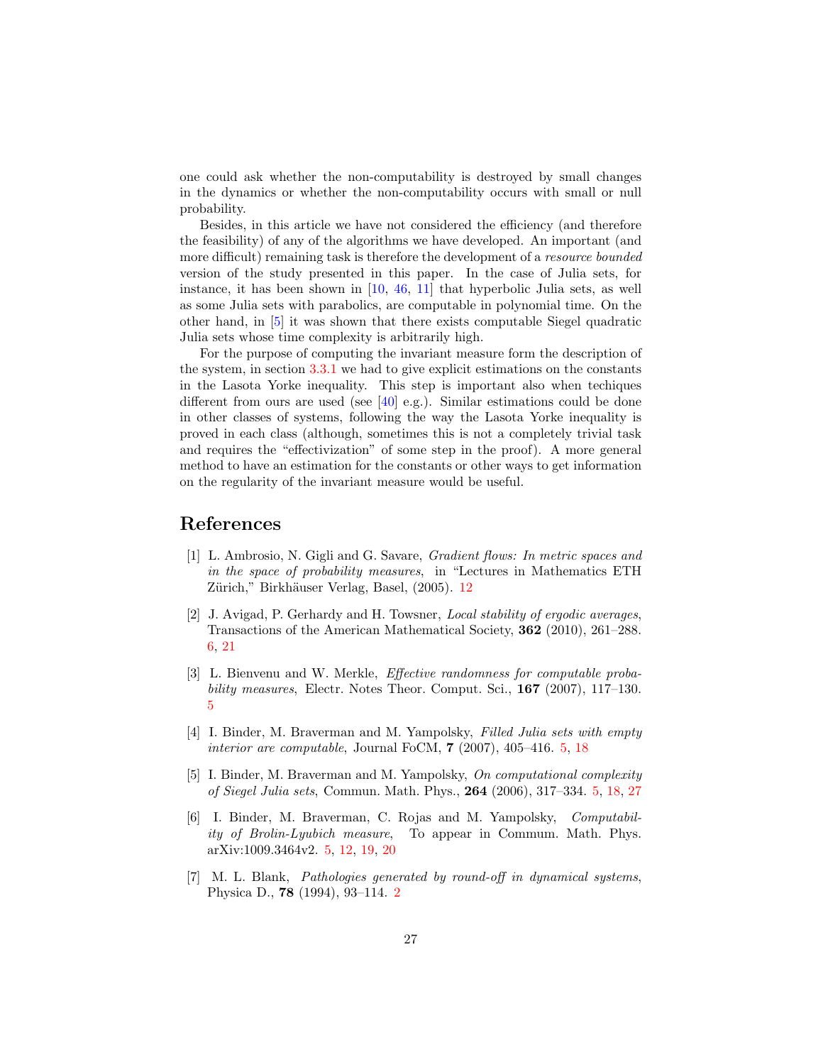one could ask whether the non-computability is destroyed by small changes in the dynamics or whether the non-computability occurs with small or null probability.

Besides, in this article we have not considered the efficiency (and therefore the feasibility) of any of the algorithms we have developed. An important (and more difficult) remaining task is therefore the development of a *resource bounded* version of the study presented in this paper. In the case of Julia sets, for instance, it has been shown in [10, 46, 11] that hyperbolic Julia sets, as well as some Julia sets with parabolics, are computable in polynomial time. On the other hand, in [5] it was shown that there exists computable Siegel quadratic Julia sets whose time complexity is arbitrarily high.

For the purpose of computing the invariant measure form the description of the system, in section 3.3.1 we had to give explicit estimations on the constants in the Lasota Yorke inequality. This step is important also when techiques different from ours are used (see [40] e.g.). Similar estimations could be done in other classes of systems, following the way the Lasota Yorke inequality is proved in each class (although, sometimes this is not a completely trivial task and requires the "effectivization" of some step in the proof). A more general method to have an estimation for the constants or other ways to get information on the regularity of the invariant measure would be useful.

# References

[1] L. Ambrosio, N. Gigli and G. Savare, *Gradient flows: In metric spaces and in the space of probability measures*, in "Lectures in Mathematics ETH Zürich," Birkhäuser Verlag, Basel, (2005). 12

[2] J. Avigad, P. Gerhardy and H. Towsner, *Local stability of ergodic averages*, Transactions of the American Mathematical Society, **362** (2010), 261–288. 6, 21

[3] L. Bienvenu and W. Merkle, *Effective randomness for computable probability measures*, Electr. Notes Theor. Comput. Sci., **167** (2007), 117–130. 5

[4] I. Binder, M. Braverman and M. Yampolsky, *Filled Julia sets with empty interior are computable*, Journal FoCM, **7** (2007), 405–416. 5, 18

[5] I. Binder, M. Braverman and M. Yampolsky, *On computational complexity of Siegel Julia sets*, Commun. Math. Phys., **264** (2006), 317–334. 5, 18, 27

[6] I. Binder, M. Braverman, C. Rojas and M. Yampolsky, *Computability of Brolin-Lyubich measure*, To appear in Commum. Math. Phys. arXiv:1009.3464v2. 5, 12, 19, 20

[7] M. L. Blank, *Pathologies generated by round-off in dynamical systems*, Physica D., **78** (1994), 93–114. 2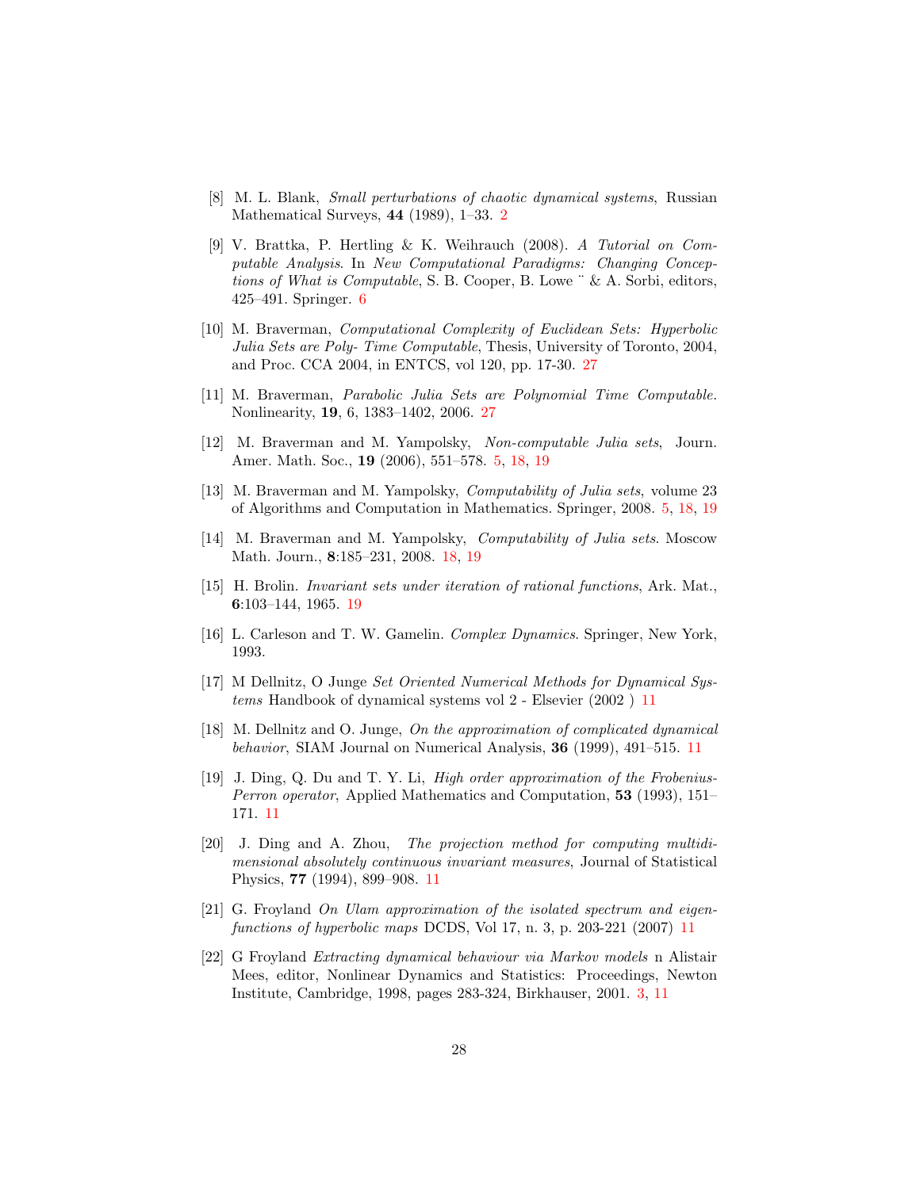[8] M. L. Blank, *Small perturbations of chaotic dynamical systems*, Russian Mathematical Surveys, **44** (1989), 1–33. 2

[9] V. Brattka, P. Hertling & K. Weihrauch (2008). *A Tutorial on Computable Analysis*. In *New Computational Paradigms: Changing Conceptions of What is Computable*, S. B. Cooper, B. Lowe ̈ & A. Sorbi, editors, 425–491. Springer. 6

[10] M. Braverman, *Computational Complexity of Euclidean Sets: Hyperbolic Julia Sets are Poly- Time Computable*, Thesis, University of Toronto, 2004, and Proc. CCA 2004, in ENTCS, vol 120, pp. 17-30. 27

[11] M. Braverman, *Parabolic Julia Sets are Polynomial Time Computable.* Nonlinearity, **19**, 6, 1383–1402, 2006. 27

[12] M. Braverman and M. Yampolsky, *Non-computable Julia sets*, Journ. Amer. Math. Soc., **19** (2006), 551–578. 5, 18, 19

[13] M. Braverman and M. Yampolsky, *Computability of Julia sets*, volume 23 of Algorithms and Computation in Mathematics. Springer, 2008. 5, 18, 19

[14] M. Braverman and M. Yampolsky, *Computability of Julia sets*. Moscow Math. Journ., **8**:185–231, 2008. 18, 19

[15] H. Brolin. *Invariant sets under iteration of rational functions*, Ark. Mat., **6**:103–144, 1965. 19

[16] L. Carleson and T. W. Gamelin. *Complex Dynamics*. Springer, New York, 1993.

[17] M Dellnitz, O Junge *Set Oriented Numerical Methods for Dynamical Systems* Handbook of dynamical systems vol 2 - Elsevier (2002 ) 11

[18] M. Dellnitz and O. Junge, *On the approximation of complicated dynamical behavior*, SIAM Journal on Numerical Analysis, **36** (1999), 491–515. 11

[19] J. Ding, Q. Du and T. Y. Li, *High order approximation of the Frobenius-Perron operator*, Applied Mathematics and Computation, **53** (1993), 151–171. 11

[20] J. Ding and A. Zhou, *The projection method for computing multidimensional absolutely continuous invariant measures*, Journal of Statistical Physics, **77** (1994), 899–908. 11

[21] G. Froyland *On Ulam approximation of the isolated spectrum and eigenfunctions of hyperbolic maps* DCDS, Vol 17, n. 3, p. 203-221 (2007) 11

[22] G Froyland *Extracting dynamical behaviour via Markov models* n Alistair Mees, editor, Nonlinear Dynamics and Statistics: Proceedings, Newton Institute, Cambridge, 1998, pages 283-324, Birkhauser, 2001. 3, 11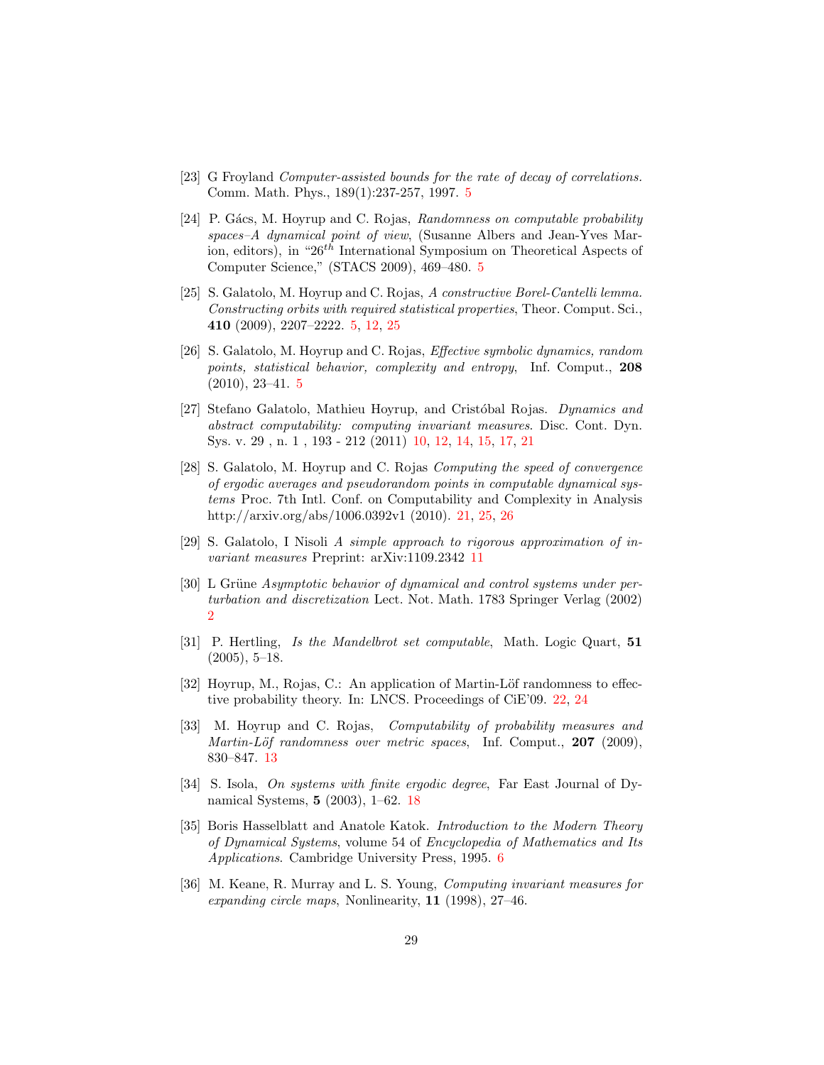[23] G Froyland *Computer-assisted bounds for the rate of decay of correlations.* Comm. Math. Phys., 189(1):237-257, 1997. 5

[24] P. Gács, M. Hoyrup and C. Rojas, *Randomness on computable probability spaces–A dynamical point of view*, (Susanne Albers and Jean-Yves Marion, editors), in "$26^{th}$ International Symposium on Theoretical Aspects of Computer Science," (STACS 2009), 469–480. 5

[25] S. Galatolo, M. Hoyrup and C. Rojas, *A constructive Borel-Cantelli lemma. Constructing orbits with required statistical properties*, Theor. Comput. Sci., **410** (2009), 2207–2222. 5, 12, 25

[26] S. Galatolo, M. Hoyrup and C. Rojas, *Effective symbolic dynamics, random points, statistical behavior, complexity and entropy*, Inf. Comput., **208** (2010), 23–41. 5

[27] Stefano Galatolo, Mathieu Hoyrup, and Cristóbal Rojas. *Dynamics and abstract computability: computing invariant measures*. Disc. Cont. Dyn. Sys. v. 29 , n. 1 , 193 - 212 (2011) 10, 12, 14, 15, 17, 21

[28] S. Galatolo, M. Hoyrup and C. Rojas *Computing the speed of convergence of ergodic averages and pseudorandom points in computable dynamical systems* Proc. 7th Intl. Conf. on Computability and Complexity in Analysis http://arxiv.org/abs/1006.0392v1 (2010). 21, 25, 26

[29] S. Galatolo, I Nisoli *A simple approach to rigorous approximation of invariant measures* Preprint: arXiv:1109.2342 11

[30] L Grüne *Asymptotic behavior of dynamical and control systems under perturbation and discretization* Lect. Not. Math. 1783 Springer Verlag (2002) 2

[31] P. Hertling, *Is the Mandelbrot set computable*, Math. Logic Quart, **51** (2005), 5–18.

[32] Hoyrup, M., Rojas, C.: An application of Martin-Löf randomness to effective probability theory. In: LNCS. Proceedings of CiE'09. 22, 24

[33] M. Hoyrup and C. Rojas, *Computability of probability measures and Martin-Löf randomness over metric spaces*, Inf. Comput., **207** (2009), 830–847. 13

[34] S. Isola, *On systems with finite ergodic degree*, Far East Journal of Dynamical Systems, **5** (2003), 1–62. 18

[35] Boris Hasselblatt and Anatole Katok. *Introduction to the Modern Theory of Dynamical Systems*, volume 54 of *Encyclopedia of Mathematics and Its Applications*. Cambridge University Press, 1995. 6

[36] M. Keane, R. Murray and L. S. Young, *Computing invariant measures for expanding circle maps*, Nonlinearity, **11** (1998), 27–46.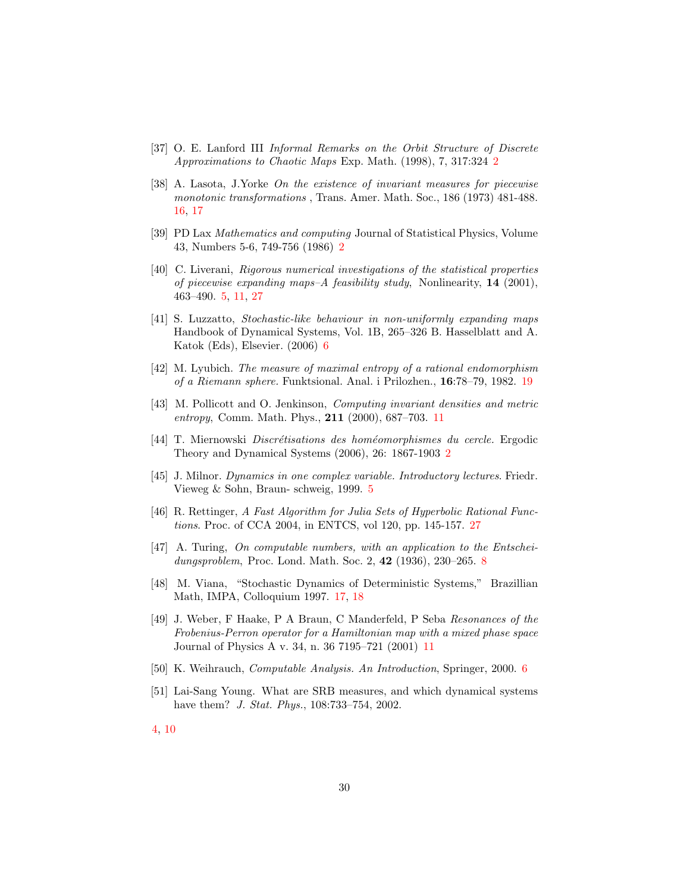[37] O. E. Lanford III *Informal Remarks on the Orbit Structure of Discrete Approximations to Chaotic Maps* Exp. Math. (1998), 7, 317:324 2

[38] A. Lasota, J.Yorke *On the existence of invariant measures for piecewise monotonic transformations* , Trans. Amer. Math. Soc., 186 (1973) 481-488. 16, 17

[39] PD Lax *Mathematics and computing* Journal of Statistical Physics, Volume 43, Numbers 5-6, 749-756 (1986) 2

[40] C. Liverani, *Rigorous numerical investigations of the statistical properties of piecewise expanding maps–A feasibility study*, Nonlinearity, **14** (2001), 463–490. 5, 11, 27

[41] S. Luzzatto, *Stochastic-like behaviour in non-uniformly expanding maps* Handbook of Dynamical Systems, Vol. 1B, 265–326 B. Hasselblatt and A. Katok (Eds), Elsevier. (2006) 6

[42] M. Lyubich. *The measure of maximal entropy of a rational endomorphism of a Riemann sphere.* Funktsional. Anal. i Prilozhen., **16**:78–79, 1982. 19

[43] M. Pollicott and O. Jenkinson, *Computing invariant densities and metric entropy*, Comm. Math. Phys., **211** (2000), 687–703. 11

[44] T. Miernowski *Discrétisations des homéomorphismes du cercle.* Ergodic Theory and Dynamical Systems (2006), 26: 1867-1903 2

[45] J. Milnor. *Dynamics in one complex variable. Introductory lectures.* Friedr. Vieweg & Sohn, Braun- schweig, 1999. 5

[46] R. Rettinger, *A Fast Algorithm for Julia Sets of Hyperbolic Rational Functions*. Proc. of CCA 2004, in ENTCS, vol 120, pp. 145-157. 27

[47] A. Turing, *On computable numbers, with an application to the Entscheidungsproblem*, Proc. Lond. Math. Soc. 2, **42** (1936), 230–265. 8

[48] M. Viana, "Stochastic Dynamics of Deterministic Systems," Brazillian Math, IMPA, Colloquium 1997. 17, 18

[49] J. Weber, F Haake, P A Braun, C Manderfeld, P Seba *Resonances of the Frobenius-Perron operator for a Hamiltonian map with a mixed phase space* Journal of Physics A v. 34, n. 36 7195–721 (2001) 11

[50] K. Weihrauch, *Computable Analysis. An Introduction*, Springer, 2000. 6

[51] Lai-Sang Young. What are SRB measures, and which dynamical systems have them? *J. Stat. Phys.*, 108:733–754, 2002.

4, 10